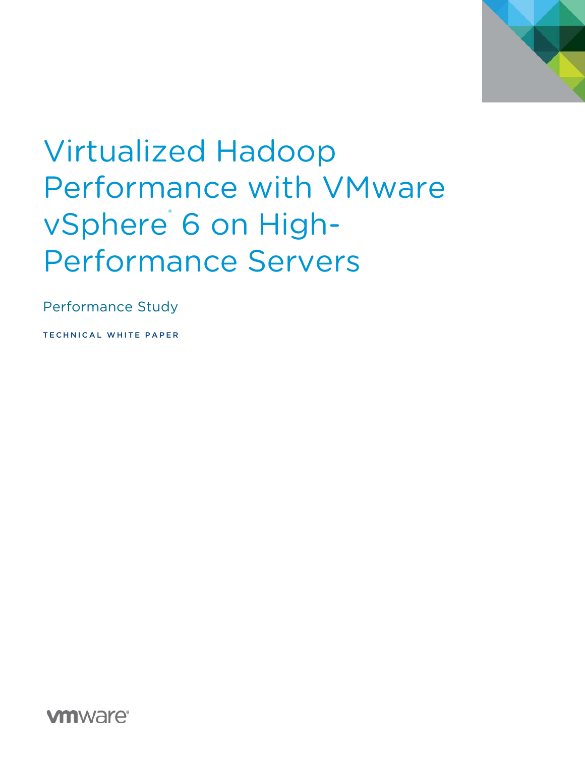# Virtualized Hadoop Performance with VMware vSphere® 6 on High-Performance Servers

Performance Study

TECHNICAL WHITE PAPER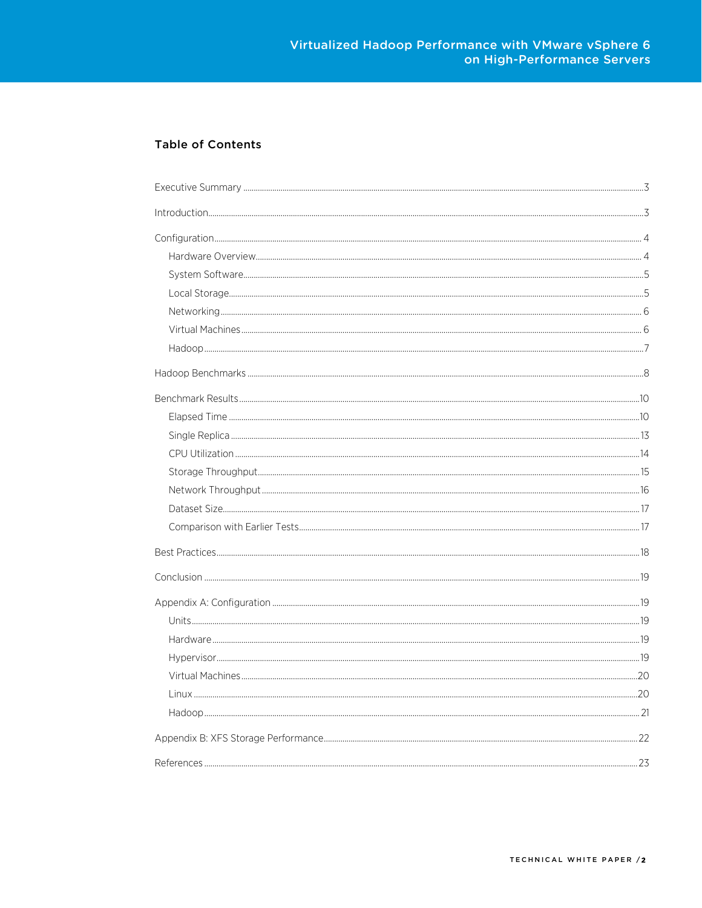## Table of Contents

- Executive Summary ... 3
- Introduction ... 3
- Configuration ... 4
  - Hardware Overview ... 4
  - System Software ... 5
  - Local Storage ... 5
  - Networking ... 6
  - Virtual Machines ... 6
  - Hadoop ... 7
- Hadoop Benchmarks ... 8
- Benchmark Results ... 10
  - Elapsed Time ... 10
  - Single Replica ... 13
  - CPU Utilization ... 14
  - Storage Throughput ... 15
  - Network Throughput ... 16
  - Dataset Size ... 17
  - Comparison with Earlier Tests ... 17
- Best Practices ... 18
- Conclusion ... 19
- Appendix A: Configuration ... 19
  - Units ... 19
  - Hardware ... 19
  - Hypervisor ... 19
  - Virtual Machines ... 20
  - Linux ... 20
  - Hadoop ... 21
- Appendix B: XFS Storage Performance ... 22
- References ... 23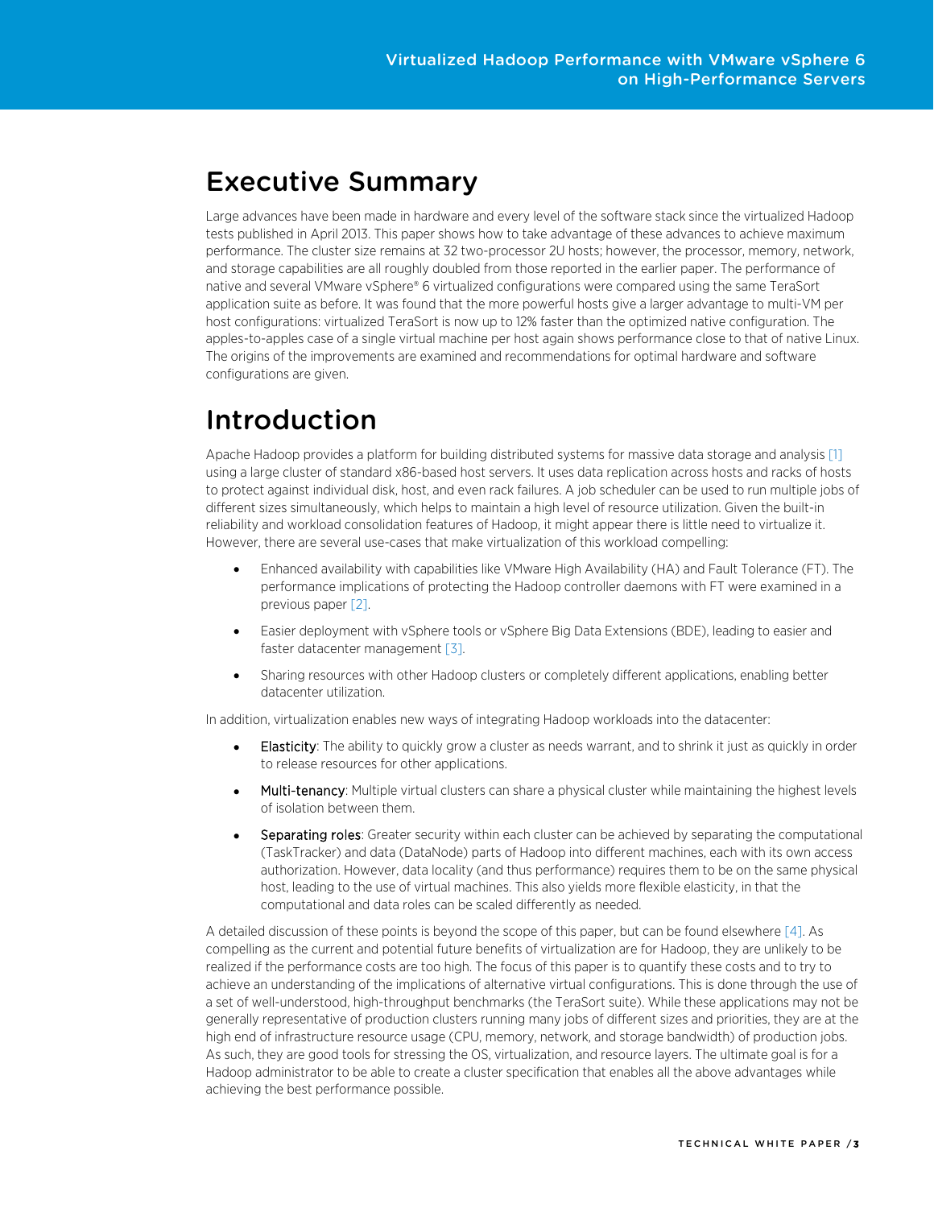# Executive Summary

Large advances have been made in hardware and every level of the software stack since the virtualized Hadoop tests published in April 2013. This paper shows how to take advantage of these advances to achieve maximum performance. The cluster size remains at 32 two-processor 2U hosts; however, the processor, memory, network, and storage capabilities are all roughly doubled from those reported in the earlier paper. The performance of native and several VMware vSphere® 6 virtualized configurations were compared using the same TeraSort application suite as before. It was found that the more powerful hosts give a larger advantage to multi-VM per host configurations: virtualized TeraSort is now up to 12% faster than the optimized native configuration. The apples-to-apples case of a single virtual machine per host again shows performance close to that of native Linux. The origins of the improvements are examined and recommendations for optimal hardware and software configurations are given.

# Introduction

Apache Hadoop provides a platform for building distributed systems for massive data storage and analysis [1] using a large cluster of standard x86-based host servers. It uses data replication across hosts and racks of hosts to protect against individual disk, host, and even rack failures. A job scheduler can be used to run multiple jobs of different sizes simultaneously, which helps to maintain a high level of resource utilization. Given the built-in reliability and workload consolidation features of Hadoop, it might appear there is little need to virtualize it. However, there are several use-cases that make virtualization of this workload compelling:

- Enhanced availability with capabilities like VMware High Availability (HA) and Fault Tolerance (FT). The performance implications of protecting the Hadoop controller daemons with FT were examined in a previous paper [2].
- Easier deployment with vSphere tools or vSphere Big Data Extensions (BDE), leading to easier and faster datacenter management [3].
- Sharing resources with other Hadoop clusters or completely different applications, enabling better datacenter utilization.

In addition, virtualization enables new ways of integrating Hadoop workloads into the datacenter:

- Elasticity: The ability to quickly grow a cluster as needs warrant, and to shrink it just as quickly in order to release resources for other applications.
- Multi-tenancy: Multiple virtual clusters can share a physical cluster while maintaining the highest levels of isolation between them.
- Separating roles: Greater security within each cluster can be achieved by separating the computational (TaskTracker) and data (DataNode) parts of Hadoop into different machines, each with its own access authorization. However, data locality (and thus performance) requires them to be on the same physical host, leading to the use of virtual machines. This also yields more flexible elasticity, in that the computational and data roles can be scaled differently as needed.

A detailed discussion of these points is beyond the scope of this paper, but can be found elsewhere [4]. As compelling as the current and potential future benefits of virtualization are for Hadoop, they are unlikely to be realized if the performance costs are too high. The focus of this paper is to quantify these costs and to try to achieve an understanding of the implications of alternative virtual configurations. This is done through the use of a set of well-understood, high-throughput benchmarks (the TeraSort suite). While these applications may not be generally representative of production clusters running many jobs of different sizes and priorities, they are at the high end of infrastructure resource usage (CPU, memory, network, and storage bandwidth) of production jobs. As such, they are good tools for stressing the OS, virtualization, and resource layers. The ultimate goal is for a Hadoop administrator to be able to create a cluster specification that enables all the above advantages while achieving the best performance possible.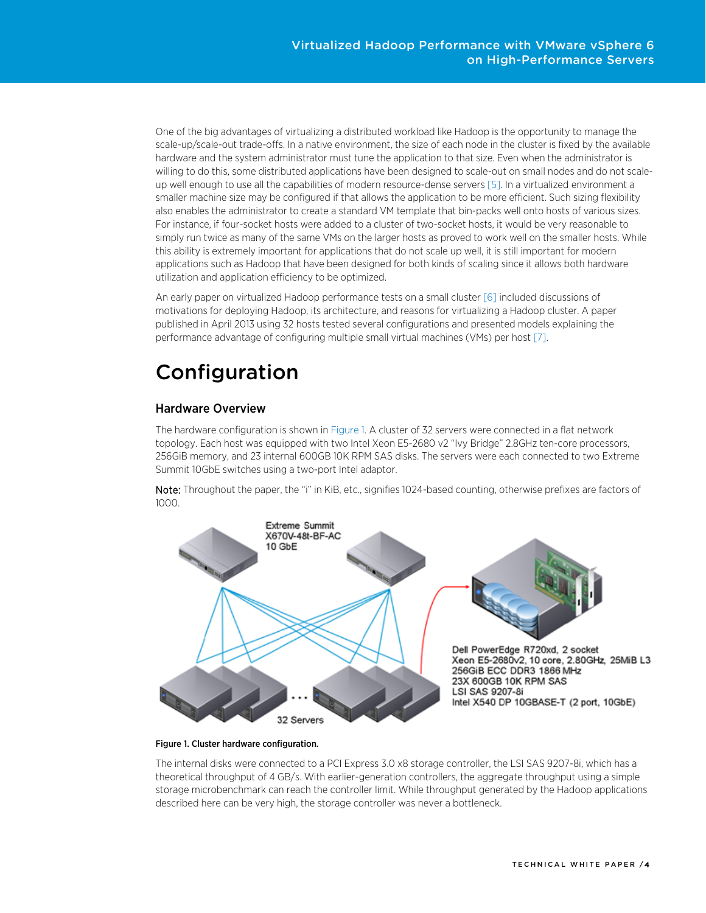One of the big advantages of virtualizing a distributed workload like Hadoop is the opportunity to manage the scale-up/scale-out trade-offs. In a native environment, the size of each node in the cluster is fixed by the available hardware and the system administrator must tune the application to that size. Even when the administrator is willing to do this, some distributed applications have been designed to scale-out on small nodes and do not scale-up well enough to use all the capabilities of modern resource-dense servers [5]. In a virtualized environment a smaller machine size may be configured if that allows the application to be more efficient. Such sizing flexibility also enables the administrator to create a standard VM template that bin-packs well onto hosts of various sizes. For instance, if four-socket hosts were added to a cluster of two-socket hosts, it would be very reasonable to simply run twice as many of the same VMs on the larger hosts as proved to work well on the smaller hosts. While this ability is extremely important for applications that do not scale up well, it is still important for modern applications such as Hadoop that have been designed for both kinds of scaling since it allows both hardware utilization and application efficiency to be optimized.

An early paper on virtualized Hadoop performance tests on a small cluster [6] included discussions of motivations for deploying Hadoop, its architecture, and reasons for virtualizing a Hadoop cluster. A paper published in April 2013 using 32 hosts tested several configurations and presented models explaining the performance advantage of configuring multiple small virtual machines (VMs) per host [7].

# Configuration

## Hardware Overview

The hardware configuration is shown in Figure 1. A cluster of 32 servers were connected in a flat network topology. Each host was equipped with two Intel Xeon E5-2680 v2 "Ivy Bridge" 2.8GHz ten-core processors, 256GiB memory, and 23 internal 600GB 10K RPM SAS disks. The servers were each connected to two Extreme Summit 10GbE switches using a two-port Intel adaptor.

**Note:** Throughout the paper, the "i" in KiB, etc., signifies 1024-based counting, otherwise prefixes are factors of 1000.

Extreme Summit X670V-48t-BF-AC 10 GbE

Dell PowerEdge R720xd, 2 socket
Xeon E5-2680v2, 10 core, 2.80GHz, 25MiB L3
256GiB ECC DDR3 1866 MHz
23X 600GB 10K RPM SAS
LSI SAS 9207-8i
Intel X540 DP 10GBASE-T (2 port, 10GbE)

32 Servers

**Figure 1. Cluster hardware configuration.**

The internal disks were connected to a PCI Express 3.0 x8 storage controller, the LSI SAS 9207-8i, which has a theoretical throughput of 4 GB/s. With earlier-generation controllers, the aggregate throughput using a simple storage microbenchmark can reach the controller limit. While throughput generated by the Hadoop applications described here can be very high, the storage controller was never a bottleneck.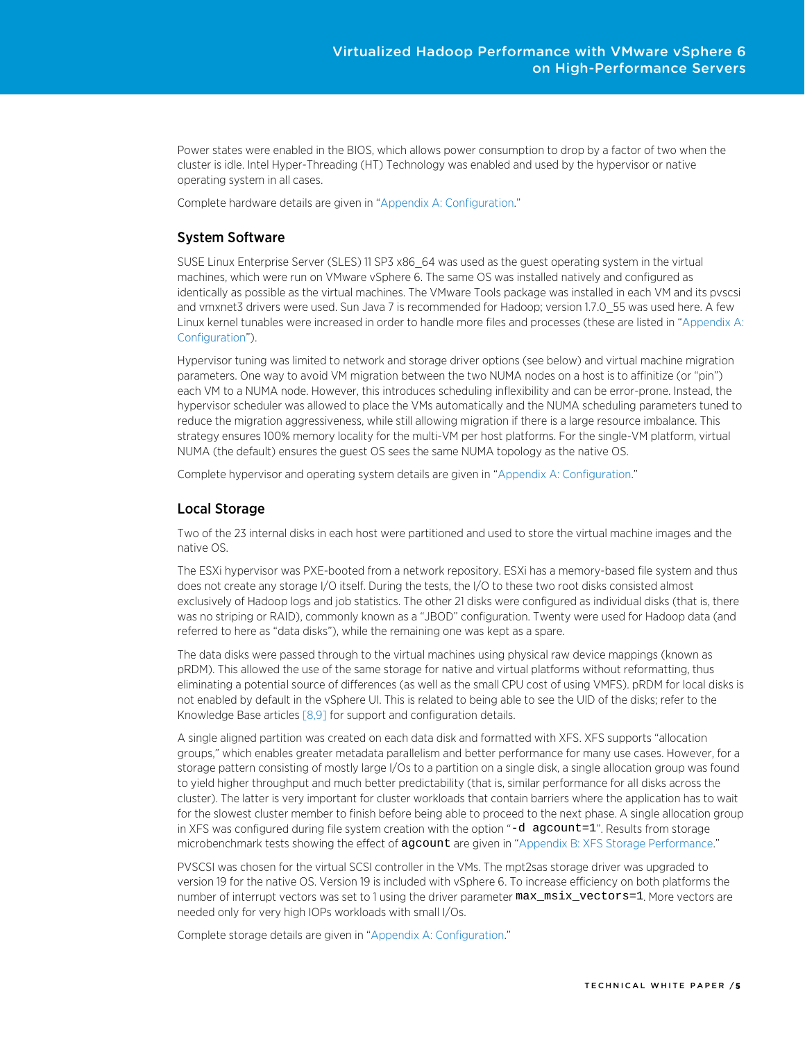Power states were enabled in the BIOS, which allows power consumption to drop by a factor of two when the cluster is idle. Intel Hyper-Threading (HT) Technology was enabled and used by the hypervisor or native operating system in all cases.

Complete hardware details are given in "Appendix A: Configuration."

## System Software

SUSE Linux Enterprise Server (SLES) 11 SP3 x86_64 was used as the guest operating system in the virtual machines, which were run on VMware vSphere 6. The same OS was installed natively and configured as identically as possible as the virtual machines. The VMware Tools package was installed in each VM and its pvscsi and vmxnet3 drivers were used. Sun Java 7 is recommended for Hadoop; version 1.7.0_55 was used here. A few Linux kernel tunables were increased in order to handle more files and processes (these are listed in "Appendix A: Configuration").

Hypervisor tuning was limited to network and storage driver options (see below) and virtual machine migration parameters. One way to avoid VM migration between the two NUMA nodes on a host is to affinitize (or "pin") each VM to a NUMA node. However, this introduces scheduling inflexibility and can be error-prone. Instead, the hypervisor scheduler was allowed to place the VMs automatically and the NUMA scheduling parameters tuned to reduce the migration aggressiveness, while still allowing migration if there is a large resource imbalance. This strategy ensures 100% memory locality for the multi-VM per host platforms. For the single-VM platform, virtual NUMA (the default) ensures the guest OS sees the same NUMA topology as the native OS.

Complete hypervisor and operating system details are given in "Appendix A: Configuration."

## Local Storage

Two of the 23 internal disks in each host were partitioned and used to store the virtual machine images and the native OS.

The ESXi hypervisor was PXE-booted from a network repository. ESXi has a memory-based file system and thus does not create any storage I/O itself. During the tests, the I/O to these two root disks consisted almost exclusively of Hadoop logs and job statistics. The other 21 disks were configured as individual disks (that is, there was no striping or RAID), commonly known as a "JBOD" configuration. Twenty were used for Hadoop data (and referred to here as "data disks"), while the remaining one was kept as a spare.

The data disks were passed through to the virtual machines using physical raw device mappings (known as pRDM). This allowed the use of the same storage for native and virtual platforms without reformatting, thus eliminating a potential source of differences (as well as the small CPU cost of using VMFS). pRDM for local disks is not enabled by default in the vSphere UI. This is related to being able to see the UID of the disks; refer to the Knowledge Base articles [8,9] for support and configuration details.

A single aligned partition was created on each data disk and formatted with XFS. XFS supports "allocation groups," which enables greater metadata parallelism and better performance for many use cases. However, for a storage pattern consisting of mostly large I/Os to a partition on a single disk, a single allocation group was found to yield higher throughput and much better predictability (that is, similar performance for all disks across the cluster). The latter is very important for cluster workloads that contain barriers where the application has to wait for the slowest cluster member to finish before being able to proceed to the next phase. A single allocation group in XFS was configured during file system creation with the option "`-d agcount=1`". Results from storage microbenchmark tests showing the effect of `agcount` are given in "Appendix B: XFS Storage Performance."

PVSCSI was chosen for the virtual SCSI controller in the VMs. The mpt2sas storage driver was upgraded to version 19 for the native OS. Version 19 is included with vSphere 6. To increase efficiency on both platforms the number of interrupt vectors was set to 1 using the driver parameter `max_msix_vectors=1`. More vectors are needed only for very high IOPs workloads with small I/Os.

Complete storage details are given in "Appendix A: Configuration."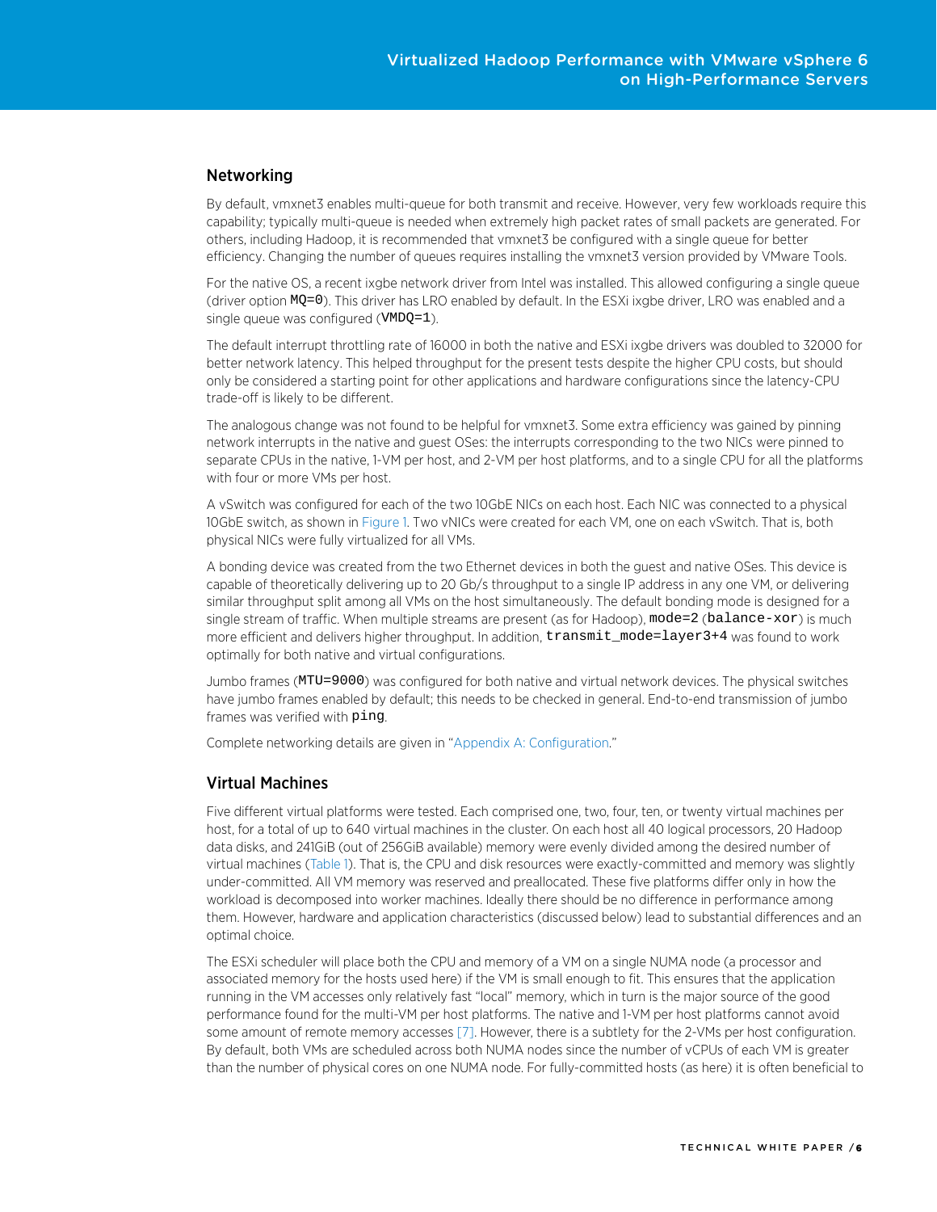## Networking

By default, vmxnet3 enables multi-queue for both transmit and receive. However, very few workloads require this capability; typically multi-queue is needed when extremely high packet rates of small packets are generated. For others, including Hadoop, it is recommended that vmxnet3 be configured with a single queue for better efficiency. Changing the number of queues requires installing the vmxnet3 version provided by VMware Tools.

For the native OS, a recent ixgbe network driver from Intel was installed. This allowed configuring a single queue (driver option `MQ=0`). This driver has LRO enabled by default. In the ESXi ixgbe driver, LRO was enabled and a single queue was configured (`VMDQ=1`).

The default interrupt throttling rate of 16000 in both the native and ESXi ixgbe drivers was doubled to 32000 for better network latency. This helped throughput for the present tests despite the higher CPU costs, but should only be considered a starting point for other applications and hardware configurations since the latency-CPU trade-off is likely to be different.

The analogous change was not found to be helpful for vmxnet3. Some extra efficiency was gained by pinning network interrupts in the native and guest OSes: the interrupts corresponding to the two NICs were pinned to separate CPUs in the native, 1-VM per host, and 2-VM per host platforms, and to a single CPU for all the platforms with four or more VMs per host.

A vSwitch was configured for each of the two 10GbE NICs on each host. Each NIC was connected to a physical 10GbE switch, as shown in Figure 1. Two vNICs were created for each VM, one on each vSwitch. That is, both physical NICs were fully virtualized for all VMs.

A bonding device was created from the two Ethernet devices in both the guest and native OSes. This device is capable of theoretically delivering up to 20 Gb/s throughput to a single IP address in any one VM, or delivering similar throughput split among all VMs on the host simultaneously. The default bonding mode is designed for a single stream of traffic. When multiple streams are present (as for Hadoop), `mode=2` (`balance-xor`) is much more efficient and delivers higher throughput. In addition, `transmit_mode=layer3+4` was found to work optimally for both native and virtual configurations.

Jumbo frames (`MTU=9000`) was configured for both native and virtual network devices. The physical switches have jumbo frames enabled by default; this needs to be checked in general. End-to-end transmission of jumbo frames was verified with `ping`.

Complete networking details are given in "Appendix A: Configuration."

## Virtual Machines

Five different virtual platforms were tested. Each comprised one, two, four, ten, or twenty virtual machines per host, for a total of up to 640 virtual machines in the cluster. On each host all 40 logical processors, 20 Hadoop data disks, and 241GiB (out of 256GiB available) memory were evenly divided among the desired number of virtual machines (Table 1). That is, the CPU and disk resources were exactly-committed and memory was slightly under-committed. All VM memory was reserved and preallocated. These five platforms differ only in how the workload is decomposed into worker machines. Ideally there should be no difference in performance among them. However, hardware and application characteristics (discussed below) lead to substantial differences and an optimal choice.

The ESXi scheduler will place both the CPU and memory of a VM on a single NUMA node (a processor and associated memory for the hosts used here) if the VM is small enough to fit. This ensures that the application running in the VM accesses only relatively fast "local" memory, which in turn is the major source of the good performance found for the multi-VM per host platforms. The native and 1-VM per host platforms cannot avoid some amount of remote memory accesses [7]. However, there is a subtlety for the 2-VMs per host configuration. By default, both VMs are scheduled across both NUMA nodes since the number of vCPUs of each VM is greater than the number of physical cores on one NUMA node. For fully-committed hosts (as here) it is often beneficial to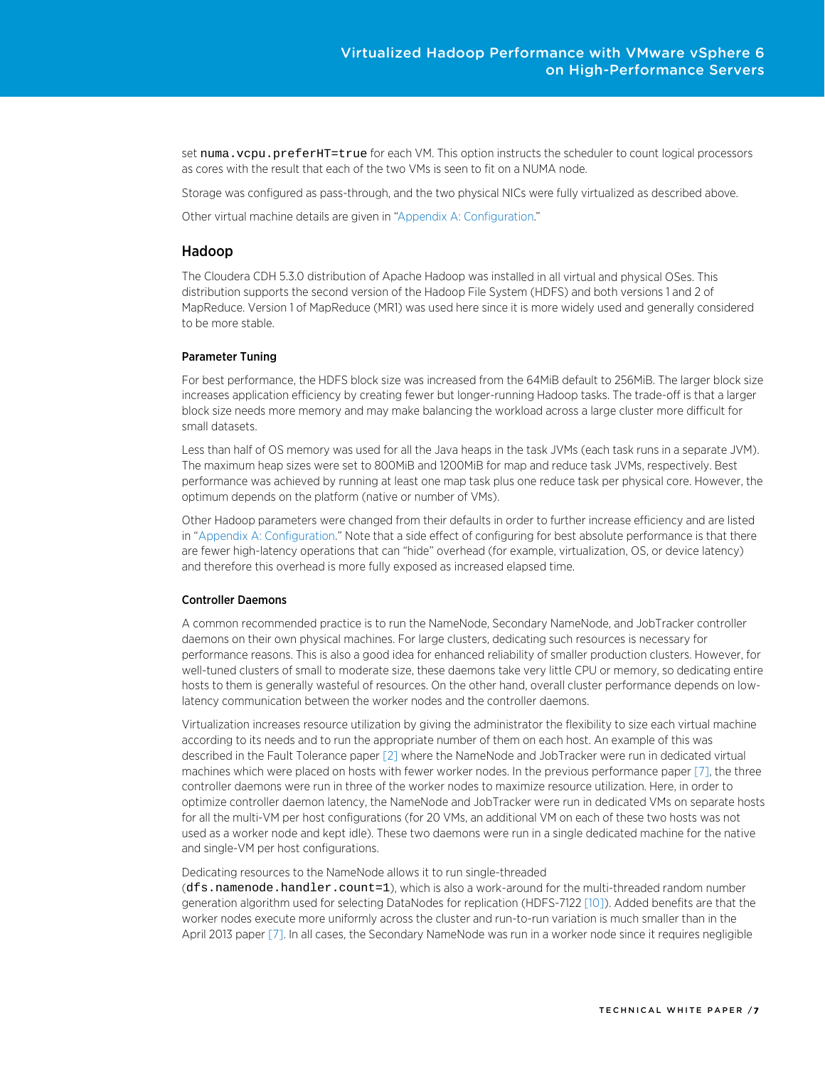set `numa.vcpu.preferHT=true` for each VM. This option instructs the scheduler to count logical processors as cores with the result that each of the two VMs is seen to fit on a NUMA node.

Storage was configured as pass-through, and the two physical NICs were fully virtualized as described above.

Other virtual machine details are given in "Appendix A: Configuration."

## Hadoop

The Cloudera CDH 5.3.0 distribution of Apache Hadoop was installed in all virtual and physical OSes. This distribution supports the second version of the Hadoop File System (HDFS) and both versions 1 and 2 of MapReduce. Version 1 of MapReduce (MR1) was used here since it is more widely used and generally considered to be more stable.

### Parameter Tuning

For best performance, the HDFS block size was increased from the 64MiB default to 256MiB. The larger block size increases application efficiency by creating fewer but longer-running Hadoop tasks. The trade-off is that a larger block size needs more memory and may make balancing the workload across a large cluster more difficult for small datasets.

Less than half of OS memory was used for all the Java heaps in the task JVMs (each task runs in a separate JVM). The maximum heap sizes were set to 800MiB and 1200MiB for map and reduce task JVMs, respectively. Best performance was achieved by running at least one map task plus one reduce task per physical core. However, the optimum depends on the platform (native or number of VMs).

Other Hadoop parameters were changed from their defaults in order to further increase efficiency and are listed in "Appendix A: Configuration." Note that a side effect of configuring for best absolute performance is that there are fewer high-latency operations that can "hide" overhead (for example, virtualization, OS, or device latency) and therefore this overhead is more fully exposed as increased elapsed time.

### Controller Daemons

A common recommended practice is to run the NameNode, Secondary NameNode, and JobTracker controller daemons on their own physical machines. For large clusters, dedicating such resources is necessary for performance reasons. This is also a good idea for enhanced reliability of smaller production clusters. However, for well-tuned clusters of small to moderate size, these daemons take very little CPU or memory, so dedicating entire hosts to them is generally wasteful of resources. On the other hand, overall cluster performance depends on low-latency communication between the worker nodes and the controller daemons.

Virtualization increases resource utilization by giving the administrator the flexibility to size each virtual machine according to its needs and to run the appropriate number of them on each host. An example of this was described in the Fault Tolerance paper [2] where the NameNode and JobTracker were run in dedicated virtual machines which were placed on hosts with fewer worker nodes. In the previous performance paper [7], the three controller daemons were run in three of the worker nodes to maximize resource utilization. Here, in order to optimize controller daemon latency, the NameNode and JobTracker were run in dedicated VMs on separate hosts for all the multi-VM per host configurations (for 20 VMs, an additional VM on each of these two hosts was not used as a worker node and kept idle). These two daemons were run in a single dedicated machine for the native and single-VM per host configurations.

Dedicating resources to the NameNode allows it to run single-threaded (`dfs.namenode.handler.count=1`), which is also a work-around for the multi-threaded random number generation algorithm used for selecting DataNodes for replication (HDFS-7122 [10]). Added benefits are that the worker nodes execute more uniformly across the cluster and run-to-run variation is much smaller than in the April 2013 paper [7]. In all cases, the Secondary NameNode was run in a worker node since it requires negligible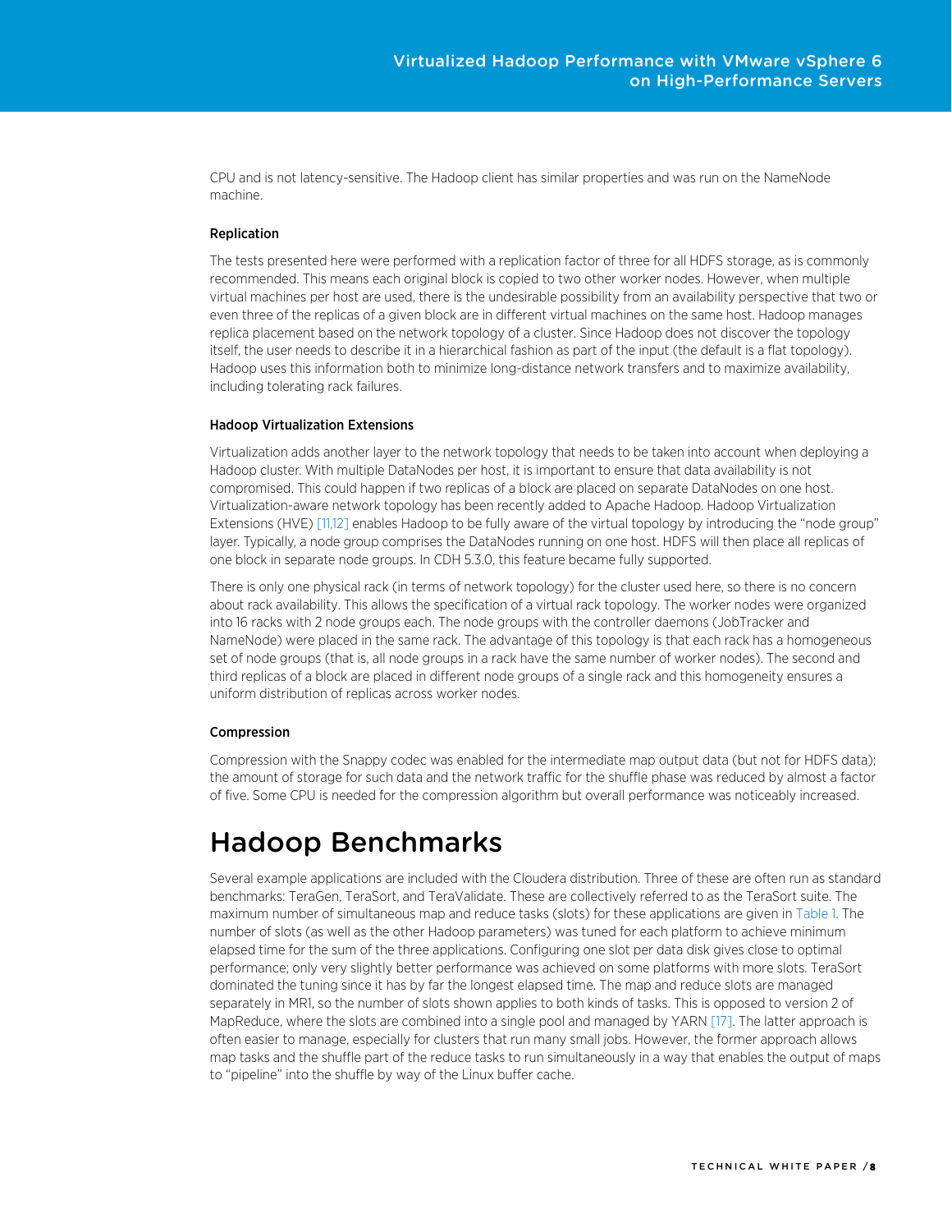CPU and is not latency-sensitive. The Hadoop client has similar properties and was run on the NameNode machine.

### Replication

The tests presented here were performed with a replication factor of three for all HDFS storage, as is commonly recommended. This means each original block is copied to two other worker nodes. However, when multiple virtual machines per host are used, there is the undesirable possibility from an availability perspective that two or even three of the replicas of a given block are in different virtual machines on the same host. Hadoop manages replica placement based on the network topology of a cluster. Since Hadoop does not discover the topology itself, the user needs to describe it in a hierarchical fashion as part of the input (the default is a flat topology). Hadoop uses this information both to minimize long-distance network transfers and to maximize availability, including tolerating rack failures.

### Hadoop Virtualization Extensions

Virtualization adds another layer to the network topology that needs to be taken into account when deploying a Hadoop cluster. With multiple DataNodes per host, it is important to ensure that data availability is not compromised. This could happen if two replicas of a block are placed on separate DataNodes on one host. Virtualization-aware network topology has been recently added to Apache Hadoop. Hadoop Virtualization Extensions (HVE) [11,12] enables Hadoop to be fully aware of the virtual topology by introducing the "node group" layer. Typically, a node group comprises the DataNodes running on one host. HDFS will then place all replicas of one block in separate node groups. In CDH 5.3.0, this feature became fully supported.

There is only one physical rack (in terms of network topology) for the cluster used here, so there is no concern about rack availability. This allows the specification of a virtual rack topology. The worker nodes were organized into 16 racks with 2 node groups each. The node groups with the controller daemons (JobTracker and NameNode) were placed in the same rack. The advantage of this topology is that each rack has a homogeneous set of node groups (that is, all node groups in a rack have the same number of worker nodes). The second and third replicas of a block are placed in different node groups of a single rack and this homogeneity ensures a uniform distribution of replicas across worker nodes.

### Compression

Compression with the Snappy codec was enabled for the intermediate map output data (but not for HDFS data); the amount of storage for such data and the network traffic for the shuffle phase was reduced by almost a factor of five. Some CPU is needed for the compression algorithm but overall performance was noticeably increased.

## Hadoop Benchmarks

Several example applications are included with the Cloudera distribution. Three of these are often run as standard benchmarks: TeraGen, TeraSort, and TeraValidate. These are collectively referred to as the TeraSort suite. The maximum number of simultaneous map and reduce tasks (slots) for these applications are given in Table 1. The number of slots (as well as the other Hadoop parameters) was tuned for each platform to achieve minimum elapsed time for the sum of the three applications. Configuring one slot per data disk gives close to optimal performance; only very slightly better performance was achieved on some platforms with more slots. TeraSort dominated the tuning since it has by far the longest elapsed time. The map and reduce slots are managed separately in MR1, so the number of slots shown applies to both kinds of tasks. This is opposed to version 2 of MapReduce, where the slots are combined into a single pool and managed by YARN [17]. The latter approach is often easier to manage, especially for clusters that run many small jobs. However, the former approach allows map tasks and the shuffle part of the reduce tasks to run simultaneously in a way that enables the output of maps to "pipeline" into the shuffle by way of the Linux buffer cache.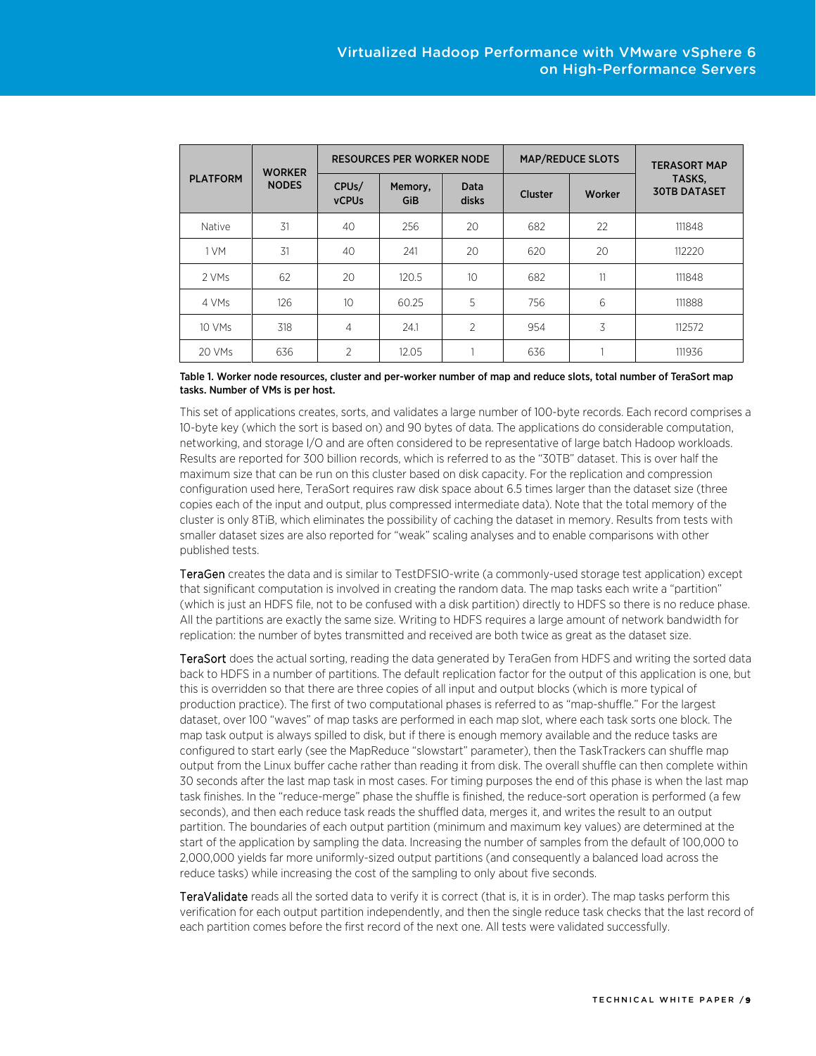| PLATFORM | WORKER NODES | RESOURCES PER WORKER NODE | | | MAP/REDUCE SLOTS | | TERASORT MAP TASKS, 30TB DATASET |
|---|---|---|---|---|---|---|---|
| | | CPUs/ vCPUs | Memory, GiB | Data disks | Cluster | Worker | |
| Native | 31 | 40 | 256 | 20 | 682 | 22 | 111848 |
| 1 VM | 31 | 40 | 241 | 20 | 620 | 20 | 112220 |
| 2 VMs | 62 | 20 | 120.5 | 10 | 682 | 11 | 111848 |
| 4 VMs | 126 | 10 | 60.25 | 5 | 756 | 6 | 111888 |
| 10 VMs | 318 | 4 | 24.1 | 2 | 954 | 3 | 112572 |
| 20 VMs | 636 | 2 | 12.05 | 1 | 636 | 1 | 111936 |

**Table 1. Worker node resources, cluster and per-worker number of map and reduce slots, total number of TeraSort map tasks. Number of VMs is per host.**

This set of applications creates, sorts, and validates a large number of 100-byte records. Each record comprises a 10-byte key (which the sort is based on) and 90 bytes of data. The applications do considerable computation, networking, and storage I/O and are often considered to be representative of large batch Hadoop workloads. Results are reported for 300 billion records, which is referred to as the "30TB" dataset. This is over half the maximum size that can be run on this cluster based on disk capacity. For the replication and compression configuration used here, TeraSort requires raw disk space about 6.5 times larger than the dataset size (three copies each of the input and output, plus compressed intermediate data). Note that the total memory of the cluster is only 8TiB, which eliminates the possibility of caching the dataset in memory. Results from tests with smaller dataset sizes are also reported for "weak" scaling analyses and to enable comparisons with other published tests.

TeraGen creates the data and is similar to TestDFSIO-write (a commonly-used storage test application) except that significant computation is involved in creating the random data. The map tasks each write a "partition" (which is just an HDFS file, not to be confused with a disk partition) directly to HDFS so there is no reduce phase. All the partitions are exactly the same size. Writing to HDFS requires a large amount of network bandwidth for replication: the number of bytes transmitted and received are both twice as great as the dataset size.

TeraSort does the actual sorting, reading the data generated by TeraGen from HDFS and writing the sorted data back to HDFS in a number of partitions. The default replication factor for the output of this application is one, but this is overridden so that there are three copies of all input and output blocks (which is more typical of production practice). The first of two computational phases is referred to as "map-shuffle." For the largest dataset, over 100 "waves" of map tasks are performed in each map slot, where each task sorts one block. The map task output is always spilled to disk, but if there is enough memory available and the reduce tasks are configured to start early (see the MapReduce "slowstart" parameter), then the TaskTrackers can shuffle map output from the Linux buffer cache rather than reading it from disk. The overall shuffle can then complete within 30 seconds after the last map task in most cases. For timing purposes the end of this phase is when the last map task finishes. In the "reduce-merge" phase the shuffle is finished, the reduce-sort operation is performed (a few seconds), and then each reduce task reads the shuffled data, merges it, and writes the result to an output partition. The boundaries of each output partition (minimum and maximum key values) are determined at the start of the application by sampling the data. Increasing the number of samples from the default of 100,000 to 2,000,000 yields far more uniformly-sized output partitions (and consequently a balanced load across the reduce tasks) while increasing the cost of the sampling to only about five seconds.

TeraValidate reads all the sorted data to verify it is correct (that is, it is in order). The map tasks perform this verification for each output partition independently, and then the single reduce task checks that the last record of each partition comes before the first record of the next one. All tests were validated successfully.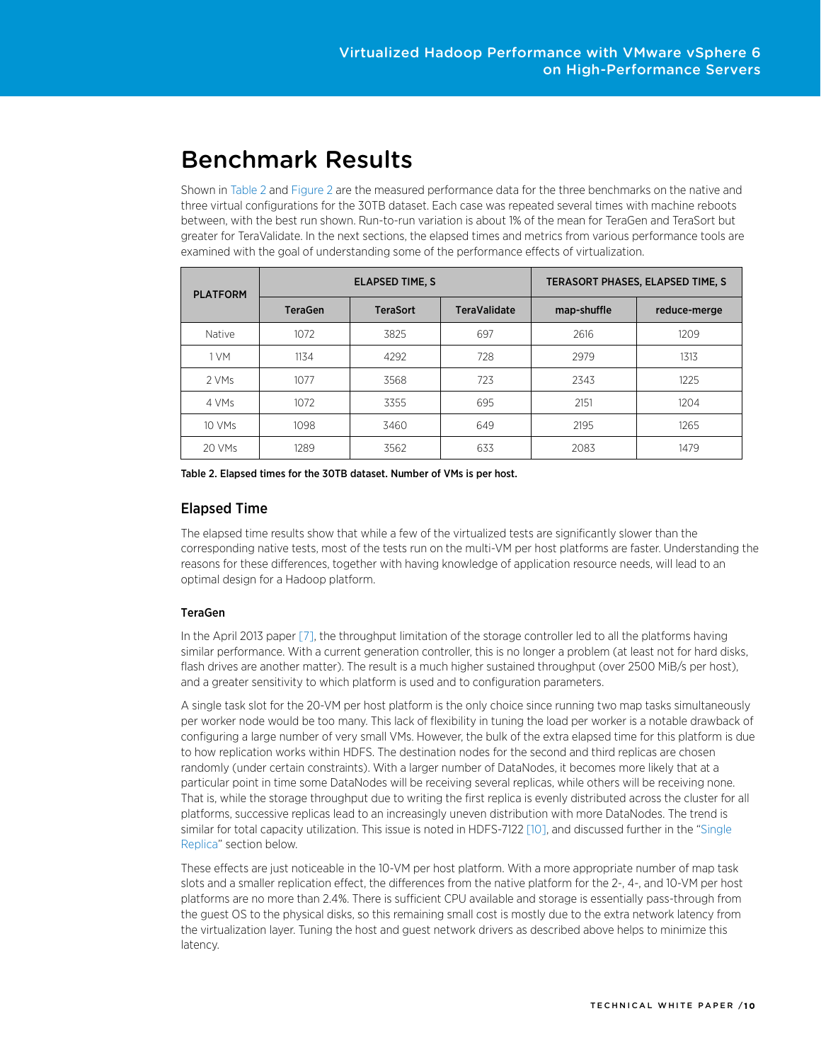# Benchmark Results

Shown in Table 2 and Figure 2 are the measured performance data for the three benchmarks on the native and three virtual configurations for the 30TB dataset. Each case was repeated several times with machine reboots between, with the best run shown. Run-to-run variation is about 1% of the mean for TeraGen and TeraSort but greater for TeraValidate. In the next sections, the elapsed times and metrics from various performance tools are examined with the goal of understanding some of the performance effects of virtualization.

| PLATFORM | ELAPSED TIME, S | | | TERASORT PHASES, ELAPSED TIME, S | |
|---|---|---|---|---|---|
| | TeraGen | TeraSort | TeraValidate | map-shuffle | reduce-merge |
| Native | 1072 | 3825 | 697 | 2616 | 1209 |
| 1 VM | 1134 | 4292 | 728 | 2979 | 1313 |
| 2 VMs | 1077 | 3568 | 723 | 2343 | 1225 |
| 4 VMs | 1072 | 3355 | 695 | 2151 | 1204 |
| 10 VMs | 1098 | 3460 | 649 | 2195 | 1265 |
| 20 VMs | 1289 | 3562 | 633 | 2083 | 1479 |

**Table 2. Elapsed times for the 30TB dataset. Number of VMs is per host.**

## Elapsed Time

The elapsed time results show that while a few of the virtualized tests are significantly slower than the corresponding native tests, most of the tests run on the multi-VM per host platforms are faster. Understanding the reasons for these differences, together with having knowledge of application resource needs, will lead to an optimal design for a Hadoop platform.

### TeraGen

In the April 2013 paper [7], the throughput limitation of the storage controller led to all the platforms having similar performance. With a current generation controller, this is no longer a problem (at least not for hard disks, flash drives are another matter). The result is a much higher sustained throughput (over 2500 MiB/s per host), and a greater sensitivity to which platform is used and to configuration parameters.

A single task slot for the 20-VM per host platform is the only choice since running two map tasks simultaneously per worker node would be too many. This lack of flexibility in tuning the load per worker is a notable drawback of configuring a large number of very small VMs. However, the bulk of the extra elapsed time for this platform is due to how replication works within HDFS. The destination nodes for the second and third replicas are chosen randomly (under certain constraints). With a larger number of DataNodes, it becomes more likely that at a particular point in time some DataNodes will be receiving several replicas, while others will be receiving none. That is, while the storage throughput due to writing the first replica is evenly distributed across the cluster for all platforms, successive replicas lead to an increasingly uneven distribution with more DataNodes. The trend is similar for total capacity utilization. This issue is noted in HDFS-7122 [10], and discussed further in the "Single Replica" section below.

These effects are just noticeable in the 10-VM per host platform. With a more appropriate number of map task slots and a smaller replication effect, the differences from the native platform for the 2-, 4-, and 10-VM per host platforms are no more than 2.4%. There is sufficient CPU available and storage is essentially pass-through from the guest OS to the physical disks, so this remaining small cost is mostly due to the extra network latency from the virtualization layer. Tuning the host and guest network drivers as described above helps to minimize this latency.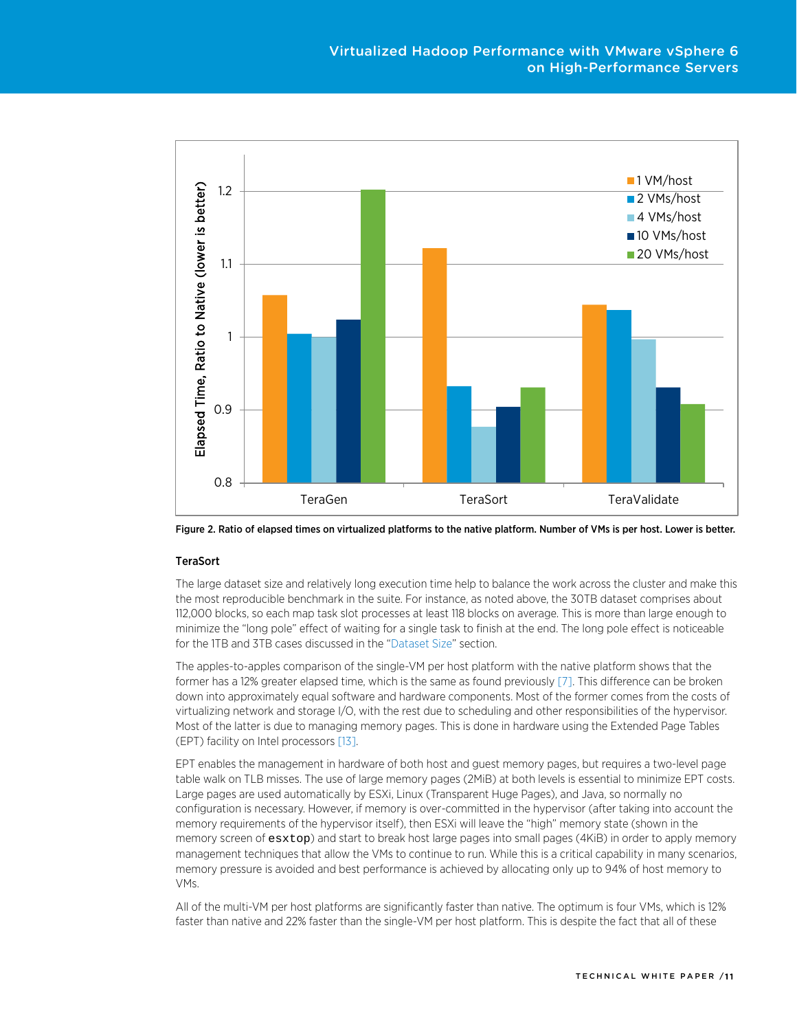Figure 2. Ratio of elapsed times on virtualized platforms to the native platform. Number of VMs is per host. Lower is better.

### TeraSort

The large dataset size and relatively long execution time help to balance the work across the cluster and make this the most reproducible benchmark in the suite. For instance, as noted above, the 30TB dataset comprises about 112,000 blocks, so each map task slot processes at least 118 blocks on average. This is more than large enough to minimize the "long pole" effect of waiting for a single task to finish at the end. The long pole effect is noticeable for the 1TB and 3TB cases discussed in the "Dataset Size" section.

The apples-to-apples comparison of the single-VM per host platform with the native platform shows that the former has a 12% greater elapsed time, which is the same as found previously [7]. This difference can be broken down into approximately equal software and hardware components. Most of the former comes from the costs of virtualizing network and storage I/O, with the rest due to scheduling and other responsibilities of the hypervisor. Most of the latter is due to managing memory pages. This is done in hardware using the Extended Page Tables (EPT) facility on Intel processors [13].

EPT enables the management in hardware of both host and guest memory pages, but requires a two-level page table walk on TLB misses. The use of large memory pages (2MiB) at both levels is essential to minimize EPT costs. Large pages are used automatically by ESXi, Linux (Transparent Huge Pages), and Java, so normally no configuration is necessary. However, if memory is over-committed in the hypervisor (after taking into account the memory requirements of the hypervisor itself), then ESXi will leave the "high" memory state (shown in the memory screen of `esxtop`) and start to break host large pages into small pages (4KiB) in order to apply memory management techniques that allow the VMs to continue to run. While this is a critical capability in many scenarios, memory pressure is avoided and best performance is achieved by allocating only up to 94% of host memory to VMs.

All of the multi-VM per host platforms are significantly faster than native. The optimum is four VMs, which is 12% faster than native and 22% faster than the single-VM per host platform. This is despite the fact that all of these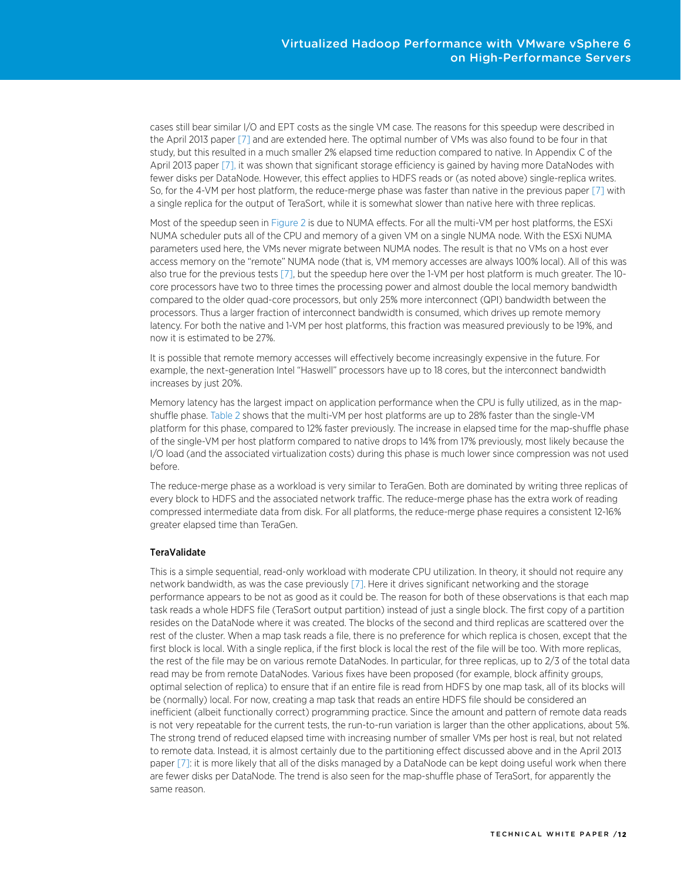cases still bear similar I/O and EPT costs as the single VM case. The reasons for this speedup were described in the April 2013 paper [7] and are extended here. The optimal number of VMs was also found to be four in that study, but this resulted in a much smaller 2% elapsed time reduction compared to native. In Appendix C of the April 2013 paper [7], it was shown that significant storage efficiency is gained by having more DataNodes with fewer disks per DataNode. However, this effect applies to HDFS reads or (as noted above) single-replica writes. So, for the 4-VM per host platform, the reduce-merge phase was faster than native in the previous paper [7] with a single replica for the output of TeraSort, while it is somewhat slower than native here with three replicas.

Most of the speedup seen in Figure 2 is due to NUMA effects. For all the multi-VM per host platforms, the ESXi NUMA scheduler puts all of the CPU and memory of a given VM on a single NUMA node. With the ESXi NUMA parameters used here, the VMs never migrate between NUMA nodes. The result is that no VMs on a host ever access memory on the "remote" NUMA node (that is, VM memory accesses are always 100% local). All of this was also true for the previous tests [7], but the speedup here over the 1-VM per host platform is much greater. The 10-core processors have two to three times the processing power and almost double the local memory bandwidth compared to the older quad-core processors, but only 25% more interconnect (QPI) bandwidth between the processors. Thus a larger fraction of interconnect bandwidth is consumed, which drives up remote memory latency. For both the native and 1-VM per host platforms, this fraction was measured previously to be 19%, and now it is estimated to be 27%.

It is possible that remote memory accesses will effectively become increasingly expensive in the future. For example, the next-generation Intel "Haswell" processors have up to 18 cores, but the interconnect bandwidth increases by just 20%.

Memory latency has the largest impact on application performance when the CPU is fully utilized, as in the map-shuffle phase. Table 2 shows that the multi-VM per host platforms are up to 28% faster than the single-VM platform for this phase, compared to 12% faster previously. The increase in elapsed time for the map-shuffle phase of the single-VM per host platform compared to native drops to 14% from 17% previously, most likely because the I/O load (and the associated virtualization costs) during this phase is much lower since compression was not used before.

The reduce-merge phase as a workload is very similar to TeraGen. Both are dominated by writing three replicas of every block to HDFS and the associated network traffic. The reduce-merge phase has the extra work of reading compressed intermediate data from disk. For all platforms, the reduce-merge phase requires a consistent 12-16% greater elapsed time than TeraGen.

#### TeraValidate

This is a simple sequential, read-only workload with moderate CPU utilization. In theory, it should not require any network bandwidth, as was the case previously [7]. Here it drives significant networking and the storage performance appears to be not as good as it could be. The reason for both of these observations is that each map task reads a whole HDFS file (TeraSort output partition) instead of just a single block. The first copy of a partition resides on the DataNode where it was created. The blocks of the second and third replicas are scattered over the rest of the cluster. When a map task reads a file, there is no preference for which replica is chosen, except that the first block is local. With a single replica, if the first block is local the rest of the file will be too. With more replicas, the rest of the file may be on various remote DataNodes. In particular, for three replicas, up to 2/3 of the total data read may be from remote DataNodes. Various fixes have been proposed (for example, block affinity groups, optimal selection of replica) to ensure that if an entire file is read from HDFS by one map task, all of its blocks will be (normally) local. For now, creating a map task that reads an entire HDFS file should be considered an inefficient (albeit functionally correct) programming practice. Since the amount and pattern of remote data reads is not very repeatable for the current tests, the run-to-run variation is larger than the other applications, about 5%. The strong trend of reduced elapsed time with increasing number of smaller VMs per host is real, but not related to remote data. Instead, it is almost certainly due to the partitioning effect discussed above and in the April 2013 paper [7]: it is more likely that all of the disks managed by a DataNode can be kept doing useful work when there are fewer disks per DataNode. The trend is also seen for the map-shuffle phase of TeraSort, for apparently the same reason.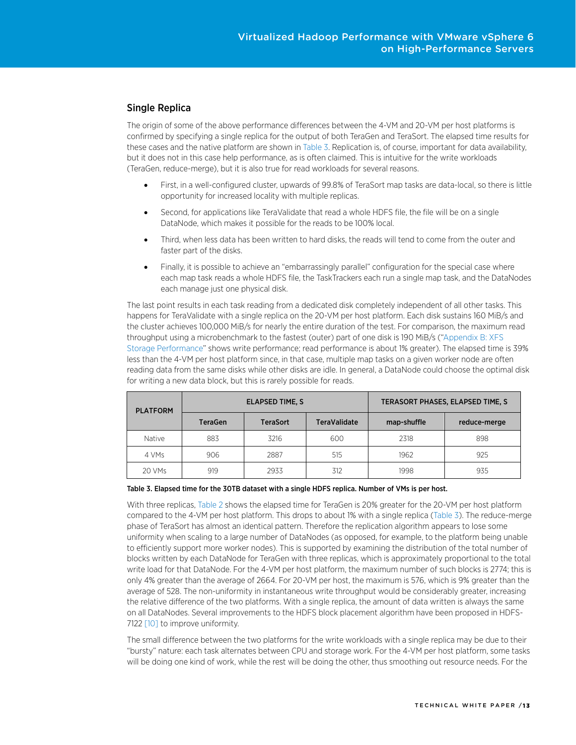## Single Replica

The origin of some of the above performance differences between the 4-VM and 20-VM per host platforms is confirmed by specifying a single replica for the output of both TeraGen and TeraSort. The elapsed time results for these cases and the native platform are shown in Table 3. Replication is, of course, important for data availability, but it does not in this case help performance, as is often claimed. This is intuitive for the write workloads (TeraGen, reduce-merge), but it is also true for read workloads for several reasons.

- First, in a well-configured cluster, upwards of 99.8% of TeraSort map tasks are data-local, so there is little opportunity for increased locality with multiple replicas.
- Second, for applications like TeraValidate that read a whole HDFS file, the file will be on a single DataNode, which makes it possible for the reads to be 100% local.
- Third, when less data has been written to hard disks, the reads will tend to come from the outer and faster part of the disks.
- Finally, it is possible to achieve an "embarrassingly parallel" configuration for the special case where each map task reads a whole HDFS file, the TaskTrackers each run a single map task, and the DataNodes each manage just one physical disk.

The last point results in each task reading from a dedicated disk completely independent of all other tasks. This happens for TeraValidate with a single replica on the 20-VM per host platform. Each disk sustains 160 MiB/s and the cluster achieves 100,000 MiB/s for nearly the entire duration of the test. For comparison, the maximum read throughput using a microbenchmark to the fastest (outer) part of one disk is 190 MiB/s ("Appendix B: XFS Storage Performance" shows write performance; read performance is about 1% greater). The elapsed time is 39% less than the 4-VM per host platform since, in that case, multiple map tasks on a given worker node are often reading data from the same disks while other disks are idle. In general, a DataNode could choose the optimal disk for writing a new data block, but this is rarely possible for reads.

| PLATFORM | ELAPSED TIME, S | | | TERASORT PHASES, ELAPSED TIME, S | |
|---|---|---|---|---|---|
| | TeraGen | TeraSort | TeraValidate | map-shuffle | reduce-merge |
| Native | 883 | 3216 | 600 | 2318 | 898 |
| 4 VMs | 906 | 2887 | 515 | 1962 | 925 |
| 20 VMs | 919 | 2933 | 312 | 1998 | 935 |

**Table 3. Elapsed time for the 30TB dataset with a single HDFS replica. Number of VMs is per host.**

With three replicas, Table 2 shows the elapsed time for TeraGen is 20% greater for the 20-VM per host platform compared to the 4-VM per host platform. This drops to about 1% with a single replica (Table 3). The reduce-merge phase of TeraSort has almost an identical pattern. Therefore the replication algorithm appears to lose some uniformity when scaling to a large number of DataNodes (as opposed, for example, to the platform being unable to efficiently support more worker nodes). This is supported by examining the distribution of the total number of blocks written by each DataNode for TeraGen with three replicas, which is approximately proportional to the total write load for that DataNode. For the 4-VM per host platform, the maximum number of such blocks is 2774; this is only 4% greater than the average of 2664. For 20-VM per host, the maximum is 576, which is 9% greater than the average of 528. The non-uniformity in instantaneous write throughput would be considerably greater, increasing the relative difference of the two platforms. With a single replica, the amount of data written is always the same on all DataNodes. Several improvements to the HDFS block placement algorithm have been proposed in HDFS-7122 [10] to improve uniformity.

The small difference between the two platforms for the write workloads with a single replica may be due to their "bursty" nature: each task alternates between CPU and storage work. For the 4-VM per host platform, some tasks will be doing one kind of work, while the rest will be doing the other, thus smoothing out resource needs. For the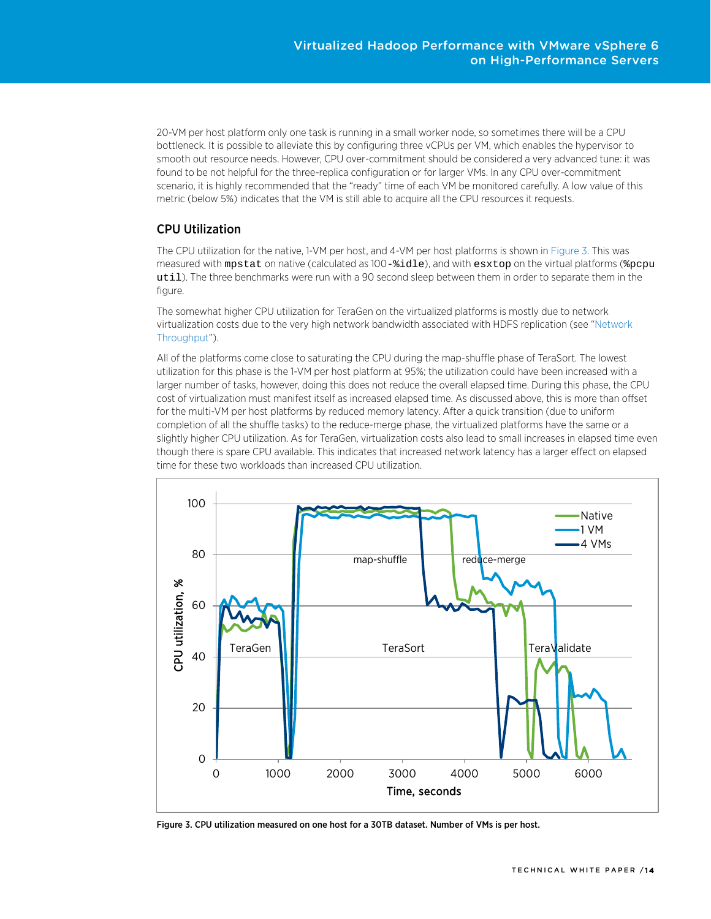20-VM per host platform only one task is running in a small worker node, so sometimes there will be a CPU bottleneck. It is possible to alleviate this by configuring three vCPUs per VM, which enables the hypervisor to smooth out resource needs. However, CPU over-commitment should be considered a very advanced tune: it was found to be not helpful for the three-replica configuration or for larger VMs. In any CPU over-commitment scenario, it is highly recommended that the "ready" time of each VM be monitored carefully. A low value of this metric (below 5%) indicates that the VM is still able to acquire all the CPU resources it requests.

## CPU Utilization

The CPU utilization for the native, 1-VM per host, and 4-VM per host platforms is shown in Figure 3. This was measured with `mpstat` on native (calculated as 100-`%idle`), and with `esxtop` on the virtual platforms (`%pcpu util`). The three benchmarks were run with a 90 second sleep between them in order to separate them in the figure.

The somewhat higher CPU utilization for TeraGen on the virtualized platforms is mostly due to network virtualization costs due to the very high network bandwidth associated with HDFS replication (see "Network Throughput").

All of the platforms come close to saturating the CPU during the map-shuffle phase of TeraSort. The lowest utilization for this phase is the 1-VM per host platform at 95%; the utilization could have been increased with a larger number of tasks, however, doing this does not reduce the overall elapsed time. During this phase, the CPU cost of virtualization must manifest itself as increased elapsed time. As discussed above, this is more than offset for the multi-VM per host platforms by reduced memory latency. After a quick transition (due to uniform completion of all the shuffle tasks) to the reduce-merge phase, the virtualized platforms have the same or a slightly higher CPU utilization. As for TeraGen, virtualization costs also lead to small increases in elapsed time even though there is spare CPU available. This indicates that increased network latency has a larger effect on elapsed time for these two workloads than increased CPU utilization.

Figure 3. CPU utilization measured on one host for a 30TB dataset. Number of VMs is per host.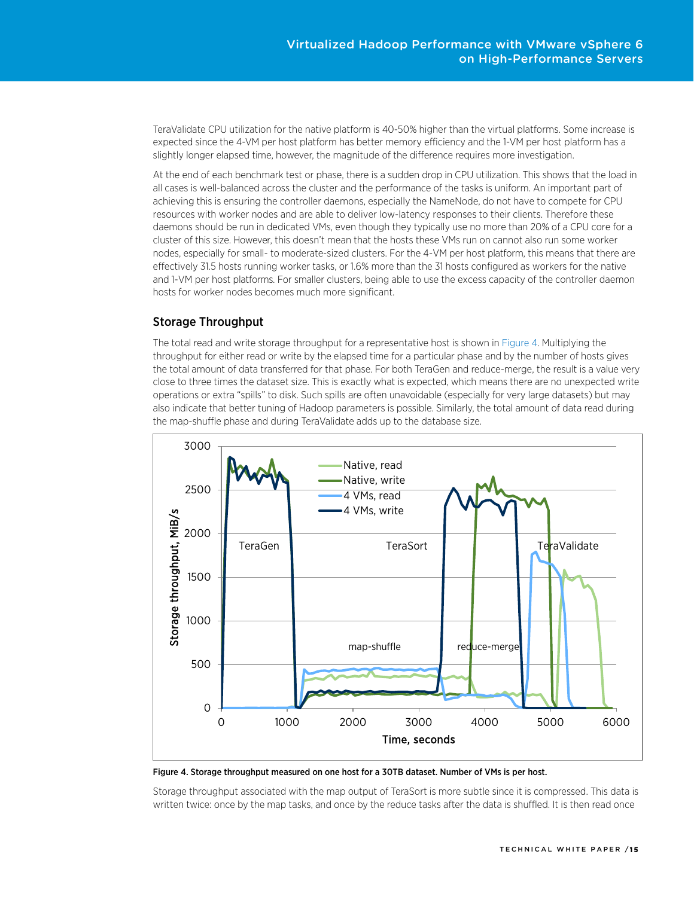TeraValidate CPU utilization for the native platform is 40-50% higher than the virtual platforms. Some increase is expected since the 4-VM per host platform has better memory efficiency and the 1-VM per host platform has a slightly longer elapsed time, however, the magnitude of the difference requires more investigation.

At the end of each benchmark test or phase, there is a sudden drop in CPU utilization. This shows that the load in all cases is well-balanced across the cluster and the performance of the tasks is uniform. An important part of achieving this is ensuring the controller daemons, especially the NameNode, do not have to compete for CPU resources with worker nodes and are able to deliver low-latency responses to their clients. Therefore these daemons should be run in dedicated VMs, even though they typically use no more than 20% of a CPU core for a cluster of this size. However, this doesn't mean that the hosts these VMs run on cannot also run some worker nodes, especially for small- to moderate-sized clusters. For the 4-VM per host platform, this means that there are effectively 31.5 hosts running worker tasks, or 1.6% more than the 31 hosts configured as workers for the native and 1-VM per host platforms. For smaller clusters, being able to use the excess capacity of the controller daemon hosts for worker nodes becomes much more significant.

### Storage Throughput

The total read and write storage throughput for a representative host is shown in Figure 4. Multiplying the throughput for either read or write by the elapsed time for a particular phase and by the number of hosts gives the total amount of data transferred for that phase. For both TeraGen and reduce-merge, the result is a value very close to three times the dataset size. This is exactly what is expected, which means there are no unexpected write operations or extra "spills" to disk. Such spills are often unavoidable (especially for very large datasets) but may also indicate that better tuning of Hadoop parameters is possible. Similarly, the total amount of data read during the map-shuffle phase and during TeraValidate adds up to the database size.

**Figure 4. Storage throughput measured on one host for a 30TB dataset. Number of VMs is per host.**

Storage throughput associated with the map output of TeraSort is more subtle since it is compressed. This data is written twice: once by the map tasks, and once by the reduce tasks after the data is shuffled. It is then read once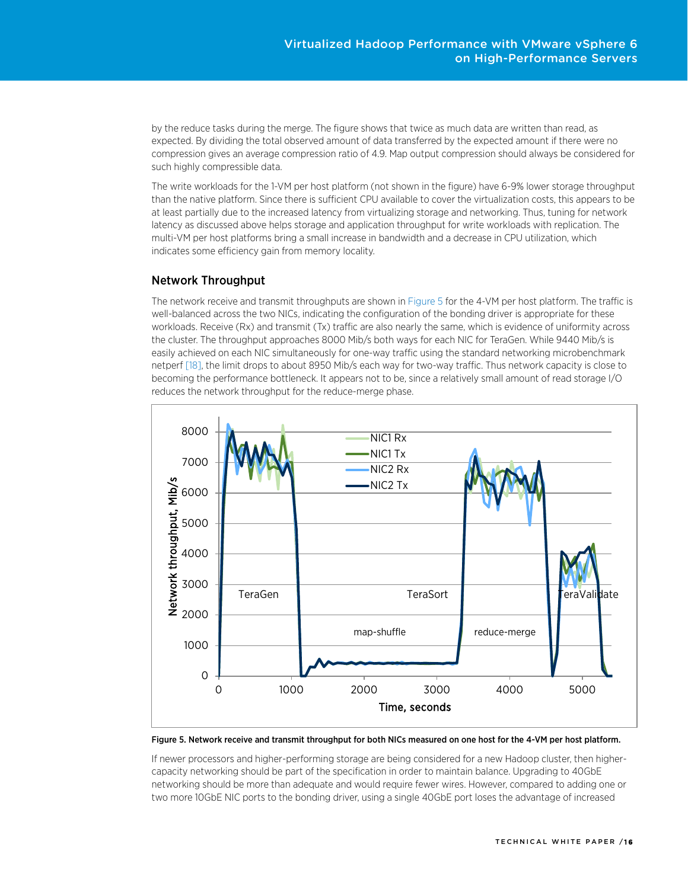by the reduce tasks during the merge. The figure shows that twice as much data are written than read, as expected. By dividing the total observed amount of data transferred by the expected amount if there were no compression gives an average compression ratio of 4.9. Map output compression should always be considered for such highly compressible data.

The write workloads for the 1-VM per host platform (not shown in the figure) have 6-9% lower storage throughput than the native platform. Since there is sufficient CPU available to cover the virtualization costs, this appears to be at least partially due to the increased latency from virtualizing storage and networking. Thus, tuning for network latency as discussed above helps storage and application throughput for write workloads with replication. The multi-VM per host platforms bring a small increase in bandwidth and a decrease in CPU utilization, which indicates some efficiency gain from memory locality.

### Network Throughput

The network receive and transmit throughputs are shown in Figure 5 for the 4-VM per host platform. The traffic is well-balanced across the two NICs, indicating the configuration of the bonding driver is appropriate for these workloads. Receive (Rx) and transmit (Tx) traffic are also nearly the same, which is evidence of uniformity across the cluster. The throughput approaches 8000 Mib/s both ways for each NIC for TeraGen. While 9440 Mib/s is easily achieved on each NIC simultaneously for one-way traffic using the standard networking microbenchmark netperf [18], the limit drops to about 8950 Mib/s each way for two-way traffic. Thus network capacity is close to becoming the performance bottleneck. It appears not to be, since a relatively small amount of read storage I/O reduces the network throughput for the reduce-merge phase.

**Figure 5. Network receive and transmit throughput for both NICs measured on one host for the 4-VM per host platform.**

If newer processors and higher-performing storage are being considered for a new Hadoop cluster, then higher-capacity networking should be part of the specification in order to maintain balance. Upgrading to 40GbE networking should be more than adequate and would require fewer wires. However, compared to adding one or two more 10GbE NIC ports to the bonding driver, using a single 40GbE port loses the advantage of increased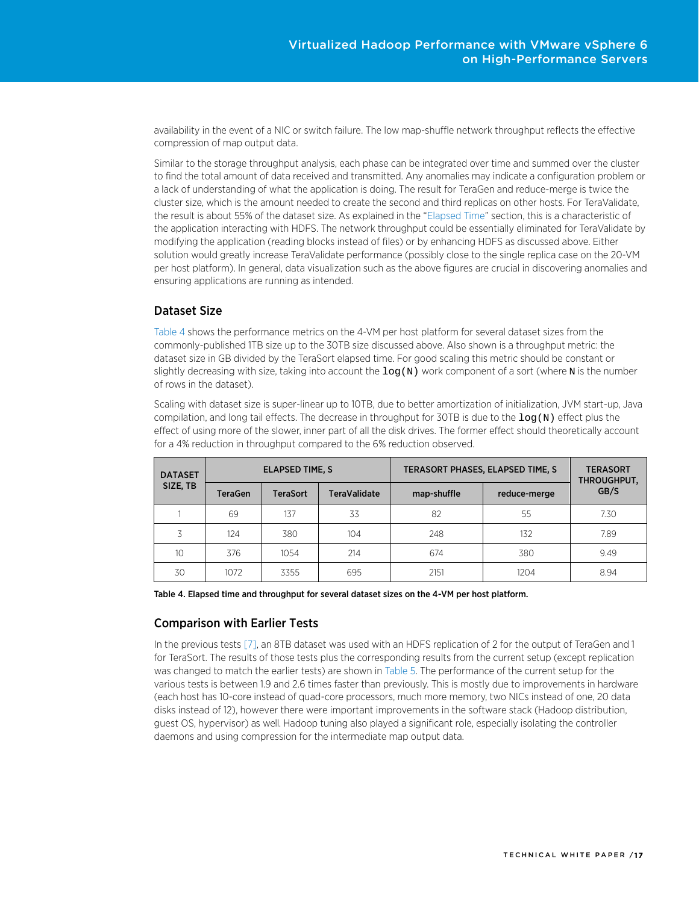availability in the event of a NIC or switch failure. The low map-shuffle network throughput reflects the effective compression of map output data.

Similar to the storage throughput analysis, each phase can be integrated over time and summed over the cluster to find the total amount of data received and transmitted. Any anomalies may indicate a configuration problem or a lack of understanding of what the application is doing. The result for TeraGen and reduce-merge is twice the cluster size, which is the amount needed to create the second and third replicas on other hosts. For TeraValidate, the result is about 55% of the dataset size. As explained in the "Elapsed Time" section, this is a characteristic of the application interacting with HDFS. The network throughput could be essentially eliminated for TeraValidate by modifying the application (reading blocks instead of files) or by enhancing HDFS as discussed above. Either solution would greatly increase TeraValidate performance (possibly close to the single replica case on the 20-VM per host platform). In general, data visualization such as the above figures are crucial in discovering anomalies and ensuring applications are running as intended.

## Dataset Size

Table 4 shows the performance metrics on the 4-VM per host platform for several dataset sizes from the commonly-published 1TB size up to the 30TB size discussed above. Also shown is a throughput metric: the dataset size in GB divided by the TeraSort elapsed time. For good scaling this metric should be constant or slightly decreasing with size, taking into account the `log(N)` work component of a sort (where `N` is the number of rows in the dataset).

Scaling with dataset size is super-linear up to 10TB, due to better amortization of initialization, JVM start-up, Java compilation, and long tail effects. The decrease in throughput for 30TB is due to the `log(N)` effect plus the effect of using more of the slower, inner part of all the disk drives. The former effect should theoretically account for a 4% reduction in throughput compared to the 6% reduction observed.

| DATASET SIZE, TB | ELAPSED TIME, S | | | TERASORT PHASES, ELAPSED TIME, S | | TERASORT THROUGHPUT, GB/S |
|---|---|---|---|---|---|---|
| | TeraGen | TeraSort | TeraValidate | map-shuffle | reduce-merge | |
| 1 | 69 | 137 | 33 | 82 | 55 | 7.30 |
| 3 | 124 | 380 | 104 | 248 | 132 | 7.89 |
| 10 | 376 | 1054 | 214 | 674 | 380 | 9.49 |
| 30 | 1072 | 3355 | 695 | 2151 | 1204 | 8.94 |

**Table 4. Elapsed time and throughput for several dataset sizes on the 4-VM per host platform.**

## Comparison with Earlier Tests

In the previous tests [7], an 8TB dataset was used with an HDFS replication of 2 for the output of TeraGen and 1 for TeraSort. The results of those tests plus the corresponding results from the current setup (except replication was changed to match the earlier tests) are shown in Table 5. The performance of the current setup for the various tests is between 1.9 and 2.6 times faster than previously. This is mostly due to improvements in hardware (each host has 10-core instead of quad-core processors, much more memory, two NICs instead of one, 20 data disks instead of 12), however there were important improvements in the software stack (Hadoop distribution, guest OS, hypervisor) as well. Hadoop tuning also played a significant role, especially isolating the controller daemons and using compression for the intermediate map output data.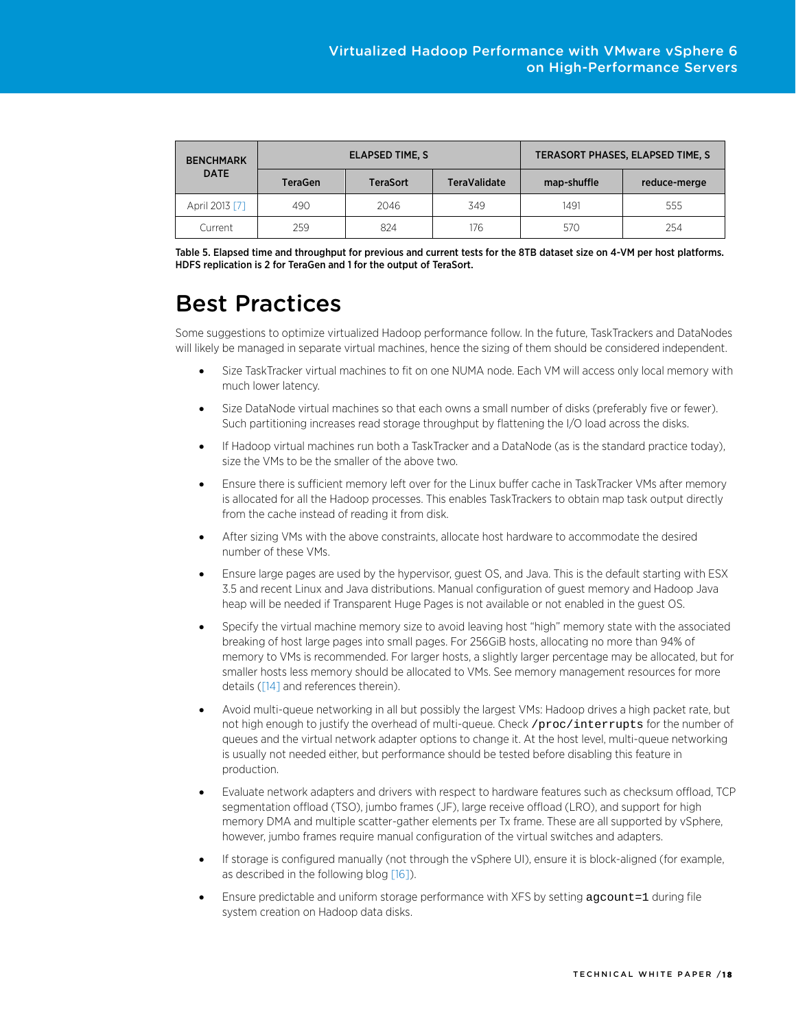| BENCHMARK DATE | ELAPSED TIME, S | | | TERASORT PHASES, ELAPSED TIME, S | |
|---|---|---|---|---|---|
| | TeraGen | TeraSort | TeraValidate | map-shuffle | reduce-merge |
| April 2013 [7] | 490 | 2046 | 349 | 1491 | 555 |
| Current | 259 | 824 | 176 | 570 | 254 |

**Table 5. Elapsed time and throughput for previous and current tests for the 8TB dataset size on 4-VM per host platforms. HDFS replication is 2 for TeraGen and 1 for the output of TeraSort.**

# Best Practices

Some suggestions to optimize virtualized Hadoop performance follow. In the future, TaskTrackers and DataNodes will likely be managed in separate virtual machines, hence the sizing of them should be considered independent.

- Size TaskTracker virtual machines to fit on one NUMA node. Each VM will access only local memory with much lower latency.
- Size DataNode virtual machines so that each owns a small number of disks (preferably five or fewer). Such partitioning increases read storage throughput by flattening the I/O load across the disks.
- If Hadoop virtual machines run both a TaskTracker and a DataNode (as is the standard practice today), size the VMs to be the smaller of the above two.
- Ensure there is sufficient memory left over for the Linux buffer cache in TaskTracker VMs after memory is allocated for all the Hadoop processes. This enables TaskTrackers to obtain map task output directly from the cache instead of reading it from disk.
- After sizing VMs with the above constraints, allocate host hardware to accommodate the desired number of these VMs.
- Ensure large pages are used by the hypervisor, guest OS, and Java. This is the default starting with ESX 3.5 and recent Linux and Java distributions. Manual configuration of guest memory and Hadoop Java heap will be needed if Transparent Huge Pages is not available or not enabled in the guest OS.
- Specify the virtual machine memory size to avoid leaving host "high" memory state with the associated breaking of host large pages into small pages. For 256GiB hosts, allocating no more than 94% of memory to VMs is recommended. For larger hosts, a slightly larger percentage may be allocated, but for smaller hosts less memory should be allocated to VMs. See memory management resources for more details ([14] and references therein).
- Avoid multi-queue networking in all but possibly the largest VMs: Hadoop drives a high packet rate, but not high enough to justify the overhead of multi-queue. Check `/proc/interrupts` for the number of queues and the virtual network adapter options to change it. At the host level, multi-queue networking is usually not needed either, but performance should be tested before disabling this feature in production.
- Evaluate network adapters and drivers with respect to hardware features such as checksum offload, TCP segmentation offload (TSO), jumbo frames (JF), large receive offload (LRO), and support for high memory DMA and multiple scatter-gather elements per Tx frame. These are all supported by vSphere, however, jumbo frames require manual configuration of the virtual switches and adapters.
- If storage is configured manually (not through the vSphere UI), ensure it is block-aligned (for example, as described in the following blog [16]).
- Ensure predictable and uniform storage performance with XFS by setting `agcount=1` during file system creation on Hadoop data disks.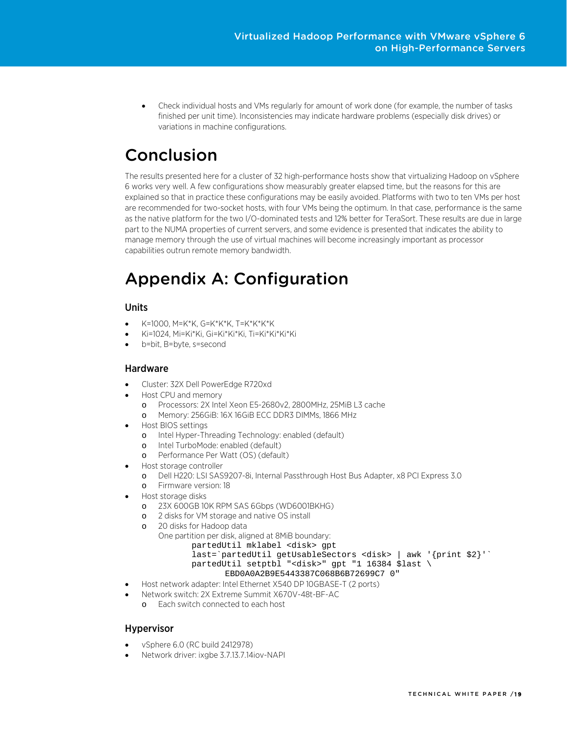- Check individual hosts and VMs regularly for amount of work done (for example, the number of tasks finished per unit time). Inconsistencies may indicate hardware problems (especially disk drives) or variations in machine configurations.

# Conclusion

The results presented here for a cluster of 32 high-performance hosts show that virtualizing Hadoop on vSphere 6 works very well. A few configurations show measurably greater elapsed time, but the reasons for this are explained so that in practice these configurations may be easily avoided. Platforms with two to ten VMs per host are recommended for two-socket hosts, with four VMs being the optimum. In that case, performance is the same as the native platform for the two I/O-dominated tests and 12% better for TeraSort. These results are due in large part to the NUMA properties of current servers, and some evidence is presented that indicates the ability to manage memory through the use of virtual machines will become increasingly important as processor capabilities outrun remote memory bandwidth.

# Appendix A: Configuration

### Units

- K=1000, M=K*K, G=K*K*K, T=K*K*K*K
- Ki=1024, Mi=Ki*Ki, Gi=Ki*Ki*Ki, Ti=Ki*Ki*Ki*Ki
- b=bit, B=byte, s=second

### Hardware

- Cluster: 32X Dell PowerEdge R720xd
- Host CPU and memory
  - Processors: 2X Intel Xeon E5-2680v2, 2800MHz, 25MiB L3 cache
  - Memory: 256GiB: 16X 16GiB ECC DDR3 DIMMs, 1866 MHz
- Host BIOS settings
  - Intel Hyper-Threading Technology: enabled (default)
  - Intel TurboMode: enabled (default)
  - Performance Per Watt (OS) (default)
- Host storage controller
  - Dell H220: LSI SAS9207-8i, Internal Passthrough Host Bus Adapter, x8 PCI Express 3.0
  - Firmware version: 18
- Host storage disks
  - 23X 600GB 10K RPM SAS 6Gbps (WD6001BKHG)
  - 2 disks for VM storage and native OS install
  - 20 disks for Hadoop data

    One partition per disk, aligned at 8MiB boundary:

```
partedUtil mklabel <disk> gpt
last=`partedUtil getUsableSectors <disk> | awk '{print $2}'`
partedUtil setptbl "<disk>" gpt "1 16384 $last \
        EBD0A0A2B9E5443387C068B6B72699C7 0"
```

- Host network adapter: Intel Ethernet X540 DP 10GBASE-T (2 ports)
- Network switch: 2X Extreme Summit X670V-48t-BF-AC
  - Each switch connected to each host

### Hypervisor

- vSphere 6.0 (RC build 2412978)
- Network driver: ixgbe 3.7.13.7.14iov-NAPI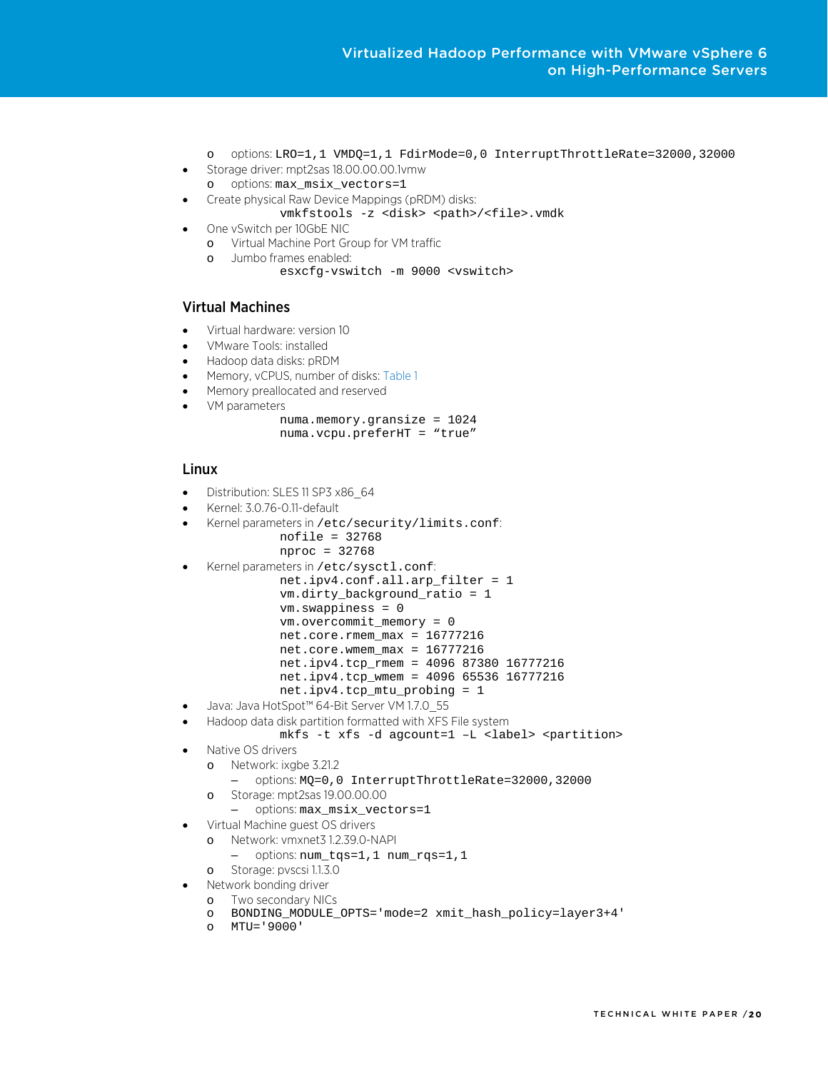- options: `LRO=1,1 VMDQ=1,1 FdirMode=0,0 InterruptThrottleRate=32000,32000`
- Storage driver: mpt2sas 18.00.00.00.1vmw
  - options: `max_msix_vectors=1`
- Create physical Raw Device Mappings (pRDM) disks:

```
vmkfstools -z <disk> <path>/<file>.vmdk
```

- One vSwitch per 10GbE NIC
  - Virtual Machine Port Group for VM traffic
  - Jumbo frames enabled:

```
esxcfg-vswitch -m 9000 <vswitch>
```

## Virtual Machines

- Virtual hardware: version 10
- VMware Tools: installed
- Hadoop data disks: pRDM
- Memory, vCPUS, number of disks: Table 1
- Memory preallocated and reserved
- VM parameters

```
numa.memory.gransize = 1024
numa.vcpu.preferHT = “true”
```

## Linux

- Distribution: SLES 11 SP3 x86_64
- Kernel: 3.0.76-0.11-default
- Kernel parameters in `/etc/security/limits.conf`:

```
nofile = 32768
nproc = 32768
```

- Kernel parameters in `/etc/sysctl.conf`:

```
net.ipv4.conf.all.arp_filter = 1
vm.dirty_background_ratio = 1
vm.swappiness = 0
vm.overcommit_memory = 0
net.core.rmem_max = 16777216
net.core.wmem_max = 16777216
net.ipv4.tcp_rmem = 4096 87380 16777216
net.ipv4.tcp_wmem = 4096 65536 16777216
net.ipv4.tcp_mtu_probing = 1
```

- Java: Java HotSpot™ 64-Bit Server VM 1.7.0_55
- Hadoop data disk partition formatted with XFS File system

```
mkfs -t xfs -d agcount=1 –L <label> <partition>
```

- Native OS drivers
  - Network: ixgbe 3.21.2
    - options: `MQ=0,0 InterruptThrottleRate=32000,32000`
  - Storage: mpt2sas 19.00.00.00
    - options: `max_msix_vectors=1`
- Virtual Machine guest OS drivers
  - Network: vmxnet3 1.2.39.0-NAPI
    - options: `num_tqs=1,1 num_rqs=1,1`
  - Storage: pvscsi 1.1.3.0
- Network bonding driver
  - Two secondary NICs
  - `BONDING_MODULE_OPTS='mode=2 xmit_hash_policy=layer3+4'`
  - `MTU='9000'`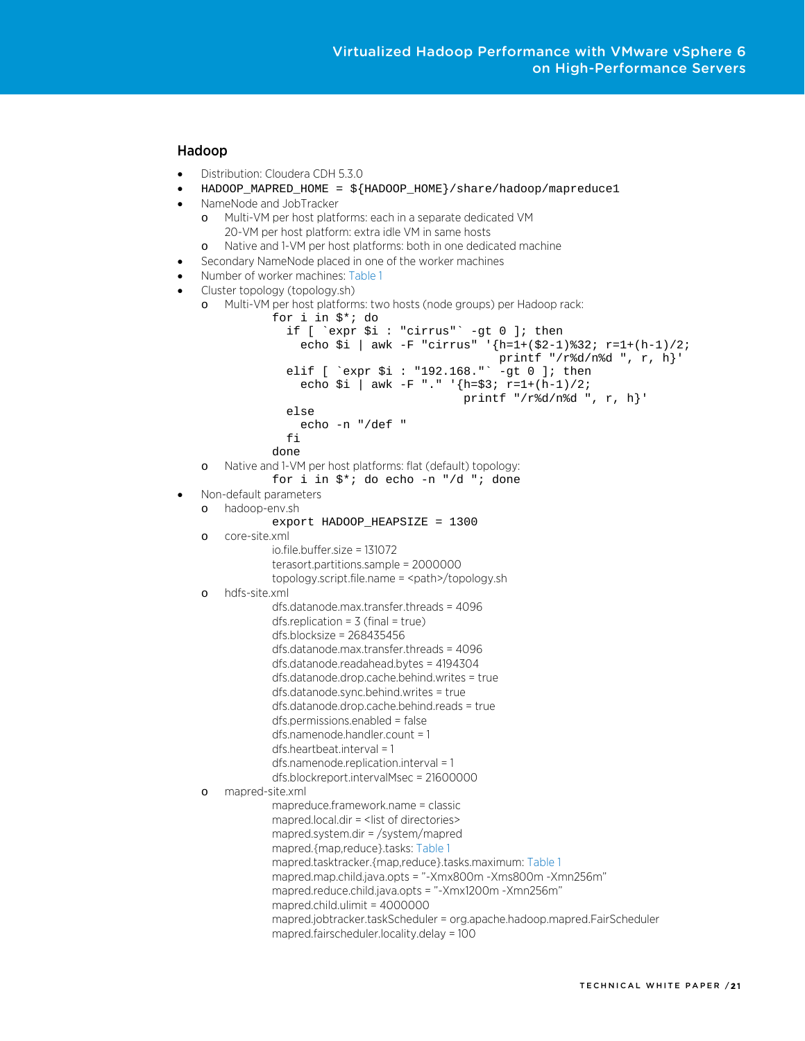## Hadoop

- Distribution: Cloudera CDH 5.3.0
- `HADOOP_MAPRED_HOME = ${HADOOP_HOME}/share/hadoop/mapreduce1`
- NameNode and JobTracker
  - Multi-VM per host platforms: each in a separate dedicated VM
    20-VM per host platform: extra idle VM in same hosts
  - Native and 1-VM per host platforms: both in one dedicated machine
- Secondary NameNode placed in one of the worker machines
- Number of worker machines: Table 1
- Cluster topology (topology.sh)
  - Multi-VM per host platforms: two hosts (node groups) per Hadoop rack:

```
for i in $*; do
  if [ `expr $i : "cirrus"` -gt 0 ]; then
    echo $i | awk -F "cirrus" '{h=1+($2-1)%32; r=1+(h-1)/2;
                                printf "/r%d/n%d ", r, h}'
  elif [ `expr $i : "192.168."` -gt 0 ]; then
    echo $i | awk -F "." '{h=$3; r=1+(h-1)/2;
                           printf "/r%d/n%d ", r, h}'
  else
    echo -n "/def "
  fi
done
```

  - Native and 1-VM per host platforms: flat (default) topology:

```
for i in $*; do echo -n "/d "; done
```

- Non-default parameters
  - hadoop-env.sh

```
export HADOOP_HEAPSIZE = 1300
```

  - core-site.xml
    - io.file.buffer.size = 131072
    - terasort.partitions.sample = 2000000
    - topology.script.file.name = <path>/topology.sh
  - hdfs-site.xml
    - dfs.datanode.max.transfer.threads = 4096
    - dfs.replication = 3 (final = true)
    - dfs.blocksize = 268435456
    - dfs.datanode.max.transfer.threads = 4096
    - dfs.datanode.readahead.bytes = 4194304
    - dfs.datanode.drop.cache.behind.writes = true
    - dfs.datanode.sync.behind.writes = true
    - dfs.datanode.drop.cache.behind.reads = true
    - dfs.permissions.enabled = false
    - dfs.namenode.handler.count = 1
    - dfs.heartbeat.interval = 1
    - dfs.namenode.replication.interval = 1
    - dfs.blockreport.intervalMsec = 21600000
  - mapred-site.xml
    - mapreduce.framework.name = classic
    - mapred.local.dir = <list of directories>
    - mapred.system.dir = /system/mapred
    - mapred.{map,reduce}.tasks: Table 1
    - mapred.tasktracker.{map,reduce}.tasks.maximum: Table 1
    - mapred.map.child.java.opts = "-Xmx800m -Xms800m -Xmn256m"
    - mapred.reduce.child.java.opts = "-Xmx1200m -Xmn256m"
    - mapred.child.ulimit = 4000000
    - mapred.jobtracker.taskScheduler = org.apache.hadoop.mapred.FairScheduler
    - mapred.fairscheduler.locality.delay = 100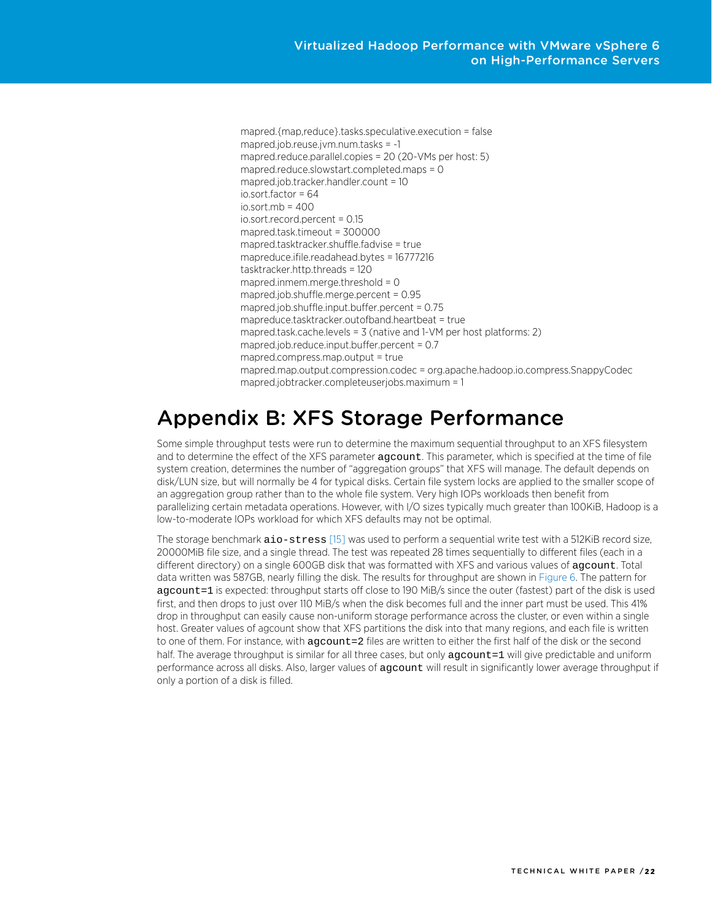mapred.{map,reduce}.tasks.speculative.execution = false
mapred.job.reuse.jvm.num.tasks = -1
mapred.reduce.parallel.copies = 20 (20-VMs per host: 5)
mapred.reduce.slowstart.completed.maps = 0
mapred.job.tracker.handler.count = 10
io.sort.factor = 64
io.sort.mb = 400
io.sort.record.percent = 0.15
mapred.task.timeout = 300000
mapred.tasktracker.shuffle.fadvise = true
mapreduce.ifile.readahead.bytes = 16777216
tasktracker.http.threads = 120
mapred.inmem.merge.threshold = 0
mapred.job.shuffle.merge.percent = 0.95
mapred.job.shuffle.input.buffer.percent = 0.75
mapreduce.tasktracker.outofband.heartbeat = true
mapred.task.cache.levels = 3 (native and 1-VM per host platforms: 2)
mapred.job.reduce.input.buffer.percent = 0.7
mapred.compress.map.output = true
mapred.map.output.compression.codec = org.apache.hadoop.io.compress.SnappyCodec
mapred.jobtracker.completeuserjobs.maximum = 1

# Appendix B: XFS Storage Performance

Some simple throughput tests were run to determine the maximum sequential throughput to an XFS filesystem and to determine the effect of the XFS parameter `agcount`. This parameter, which is specified at the time of file system creation, determines the number of "aggregation groups" that XFS will manage. The default depends on disk/LUN size, but will normally be 4 for typical disks. Certain file system locks are applied to the smaller scope of an aggregation group rather than to the whole file system. Very high IOPs workloads then benefit from parallelizing certain metadata operations. However, with I/O sizes typically much greater than 100KiB, Hadoop is a low-to-moderate IOPs workload for which XFS defaults may not be optimal.

The storage benchmark `aio-stress` [15] was used to perform a sequential write test with a 512KiB record size, 20000MiB file size, and a single thread. The test was repeated 28 times sequentially to different files (each in a different directory) on a single 600GB disk that was formatted with XFS and various values of `agcount`. Total data written was 587GB, nearly filling the disk. The results for throughput are shown in Figure 6. The pattern for `agcount=1` is expected: throughput starts off close to 190 MiB/s since the outer (fastest) part of the disk is used first, and then drops to just over 110 MiB/s when the disk becomes full and the inner part must be used. This 41% drop in throughput can easily cause non-uniform storage performance across the cluster, or even within a single host. Greater values of agcount show that XFS partitions the disk into that many regions, and each file is written to one of them. For instance, with `agcount=2` files are written to either the first half of the disk or the second half. The average throughput is similar for all three cases, but only `agcount=1` will give predictable and uniform performance across all disks. Also, larger values of `agcount` will result in significantly lower average throughput if only a portion of a disk is filled.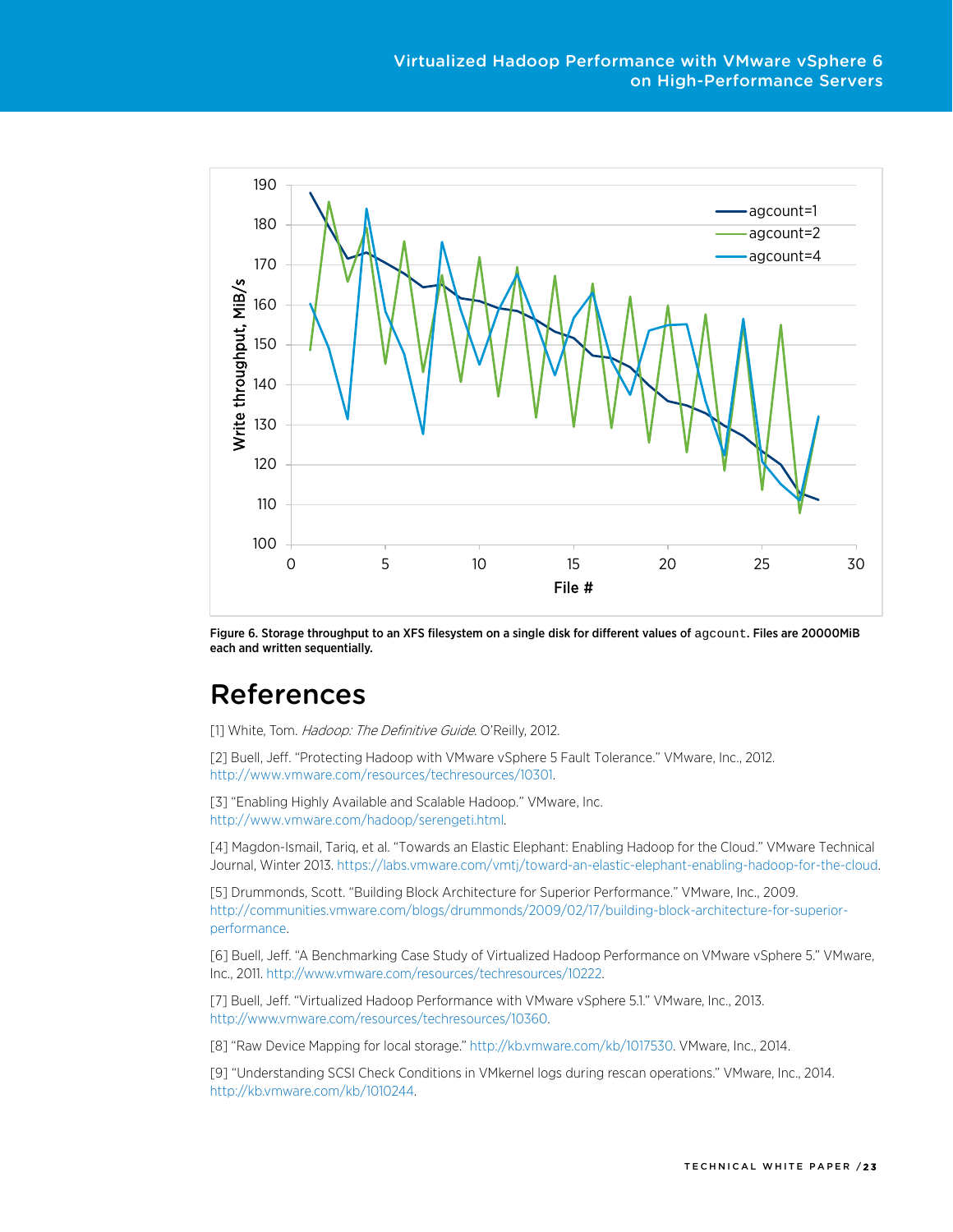Figure 6. Storage throughput to an XFS filesystem on a single disk for different values of `agcount`. Files are 20000MiB each and written sequentially.

## References

[1] White, Tom. *Hadoop: The Definitive Guide*. O'Reilly, 2012.

[2] Buell, Jeff. "Protecting Hadoop with VMware vSphere 5 Fault Tolerance." VMware, Inc., 2012. http://www.vmware.com/resources/techresources/10301.

[3] "Enabling Highly Available and Scalable Hadoop." VMware, Inc. http://www.vmware.com/hadoop/serengeti.html.

[4] Magdon-Ismail, Tariq, et al. "Towards an Elastic Elephant: Enabling Hadoop for the Cloud." VMware Technical Journal, Winter 2013. https://labs.vmware.com/vmtj/toward-an-elastic-elephant-enabling-hadoop-for-the-cloud.

[5] Drummonds, Scott. "Building Block Architecture for Superior Performance." VMware, Inc., 2009. http://communities.vmware.com/blogs/drummonds/2009/02/17/building-block-architecture-for-superior-performance.

[6] Buell, Jeff. "A Benchmarking Case Study of Virtualized Hadoop Performance on VMware vSphere 5." VMware, Inc., 2011. http://www.vmware.com/resources/techresources/10222.

[7] Buell, Jeff. "Virtualized Hadoop Performance with VMware vSphere 5.1." VMware, Inc., 2013. http://www.vmware.com/resources/techresources/10360.

[8] "Raw Device Mapping for local storage." http://kb.vmware.com/kb/1017530. VMware, Inc., 2014.

[9] "Understanding SCSI Check Conditions in VMkernel logs during rescan operations." VMware, Inc., 2014. http://kb.vmware.com/kb/1010244.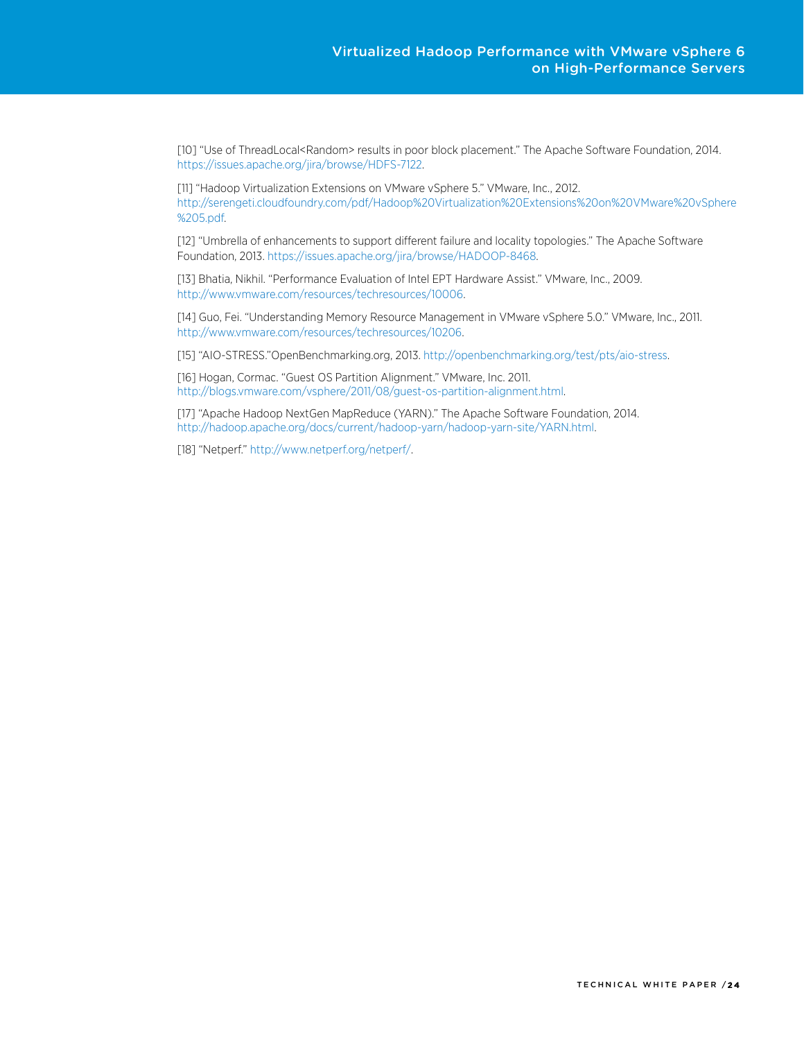[10] "Use of ThreadLocal<Random> results in poor block placement." The Apache Software Foundation, 2014. https://issues.apache.org/jira/browse/HDFS-7122.

[11] "Hadoop Virtualization Extensions on VMware vSphere 5." VMware, Inc., 2012. http://serengeti.cloudfoundry.com/pdf/Hadoop%20Virtualization%20Extensions%20on%20VMware%20vSphere%205.pdf.

[12] "Umbrella of enhancements to support different failure and locality topologies." The Apache Software Foundation, 2013. https://issues.apache.org/jira/browse/HADOOP-8468.

[13] Bhatia, Nikhil. "Performance Evaluation of Intel EPT Hardware Assist." VMware, Inc., 2009. http://www.vmware.com/resources/techresources/10006.

[14] Guo, Fei. "Understanding Memory Resource Management in VMware vSphere 5.0." VMware, Inc., 2011. http://www.vmware.com/resources/techresources/10206.

[15] "AIO-STRESS."OpenBenchmarking.org, 2013. http://openbenchmarking.org/test/pts/aio-stress.

[16] Hogan, Cormac. "Guest OS Partition Alignment." VMware, Inc. 2011. http://blogs.vmware.com/vsphere/2011/08/guest-os-partition-alignment.html.

[17] "Apache Hadoop NextGen MapReduce (YARN)." The Apache Software Foundation, 2014. http://hadoop.apache.org/docs/current/hadoop-yarn/hadoop-yarn-site/YARN.html.

[18] "Netperf." http://www.netperf.org/netperf/.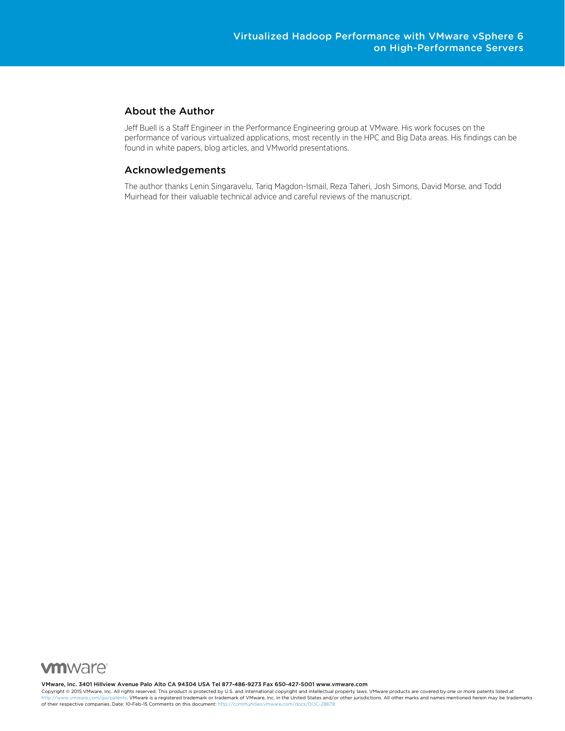## About the Author

Jeff Buell is a Staff Engineer in the Performance Engineering group at VMware. His work focuses on the performance of various virtualized applications, most recently in the HPC and Big Data areas. His findings can be found in white papers, blog articles, and VMworld presentations.

## Acknowledgements

The author thanks Lenin Singaravelu, Tariq Magdon-Ismail, Reza Taheri, Josh Simons, David Morse, and Todd Muirhead for their valuable technical advice and careful reviews of the manuscript.

VMware, Inc. 3401 Hillview Avenue Palo Alto CA 94304 USA Tel 877-486-9273 Fax 650-427-5001 www.vmware.com

Copyright © 2015 VMware, Inc. All rights reserved. This product is protected by U.S. and international copyright and intellectual property laws. VMware products are covered by one or more patents listed at http://www.vmware.com/go/patents. VMware is a registered trademark or trademark of VMware, Inc. in the United States and/or other jurisdictions. All other marks and names mentioned herein may be trademarks of their respective companies. Date: 10-Feb-15 Comments on this document: http://communities.vmware.com/docs/DOC-28678